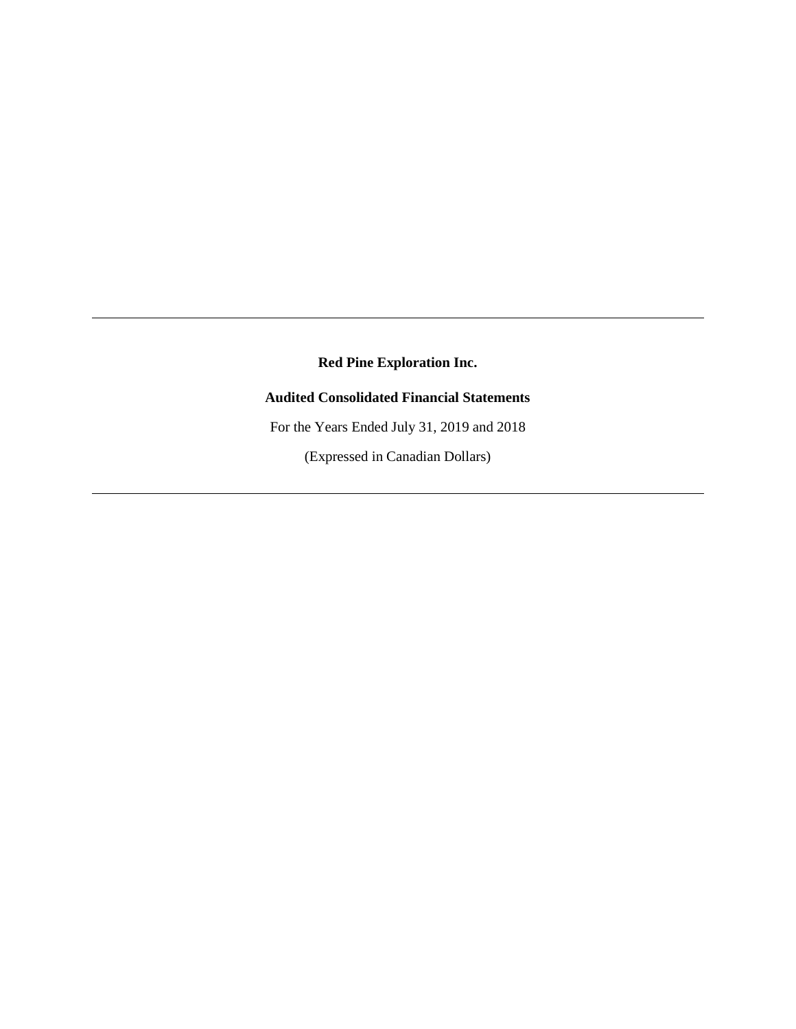---

**Red Pine Exploration Inc.**

**Audited Consolidated Financial Statements**

For the Years Ended July 31, 2019 and 2018

(Expressed in Canadian Dollars)

---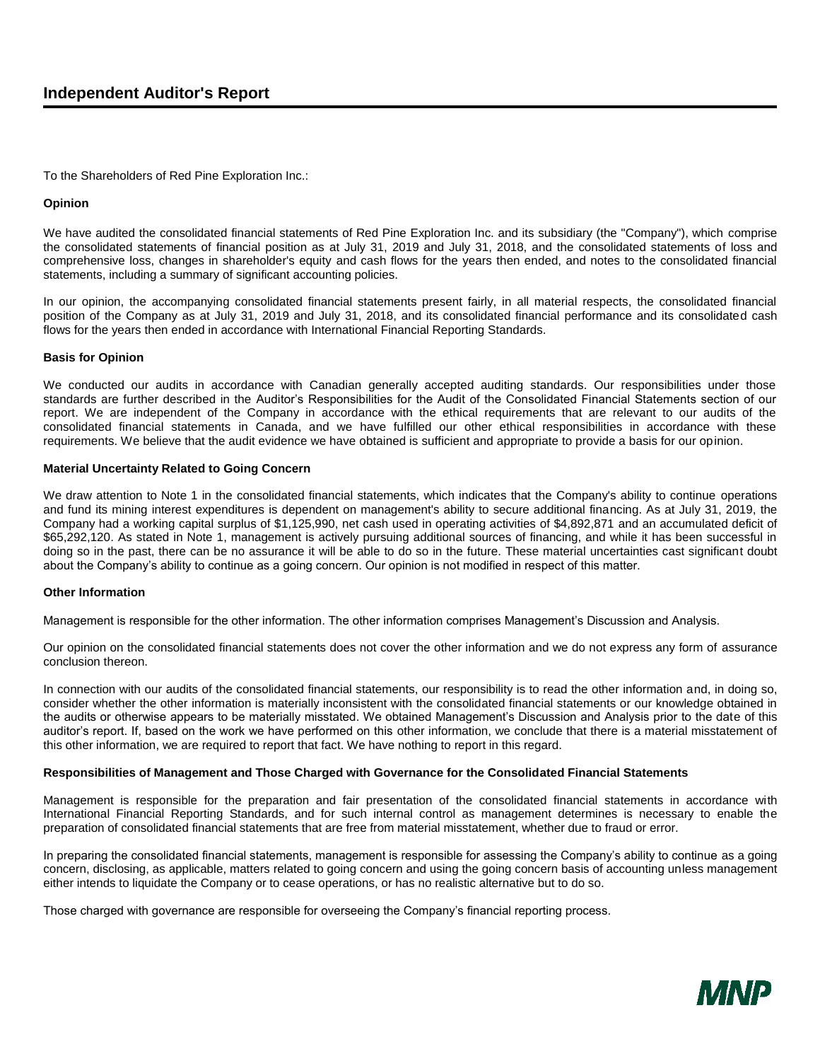# Independent Auditor's Report

To the Shareholders of Red Pine Exploration Inc.:

**Opinion**

We have audited the consolidated financial statements of Red Pine Exploration Inc. and its subsidiary (the "Company"), which comprise the consolidated statements of financial position as at July 31, 2019 and July 31, 2018, and the consolidated statements of loss and comprehensive loss, changes in shareholder's equity and cash flows for the years then ended, and notes to the consolidated financial statements, including a summary of significant accounting policies.

In our opinion, the accompanying consolidated financial statements present fairly, in all material respects, the consolidated financial position of the Company as at July 31, 2019 and July 31, 2018, and its consolidated financial performance and its consolidated cash flows for the years then ended in accordance with International Financial Reporting Standards.

**Basis for Opinion**

We conducted our audits in accordance with Canadian generally accepted auditing standards. Our responsibilities under those standards are further described in the Auditor's Responsibilities for the Audit of the Consolidated Financial Statements section of our report. We are independent of the Company in accordance with the ethical requirements that are relevant to our audits of the consolidated financial statements in Canada, and we have fulfilled our other ethical responsibilities in accordance with these requirements. We believe that the audit evidence we have obtained is sufficient and appropriate to provide a basis for our opinion.

**Material Uncertainty Related to Going Concern**

We draw attention to Note 1 in the consolidated financial statements, which indicates that the Company's ability to continue operations and fund its mining interest expenditures is dependent on management's ability to secure additional financing. As at July 31, 2019, the Company had a working capital surplus of $1,125,990, net cash used in operating activities of $4,892,871 and an accumulated deficit of $65,292,120. As stated in Note 1, management is actively pursuing additional sources of financing, and while it has been successful in doing so in the past, there can be no assurance it will be able to do so in the future. These material uncertainties cast significant doubt about the Company's ability to continue as a going concern. Our opinion is not modified in respect of this matter.

**Other Information**

Management is responsible for the other information. The other information comprises Management's Discussion and Analysis.

Our opinion on the consolidated financial statements does not cover the other information and we do not express any form of assurance conclusion thereon.

In connection with our audits of the consolidated financial statements, our responsibility is to read the other information and, in doing so, consider whether the other information is materially inconsistent with the consolidated financial statements or our knowledge obtained in the audits or otherwise appears to be materially misstated. We obtained Management's Discussion and Analysis prior to the date of this auditor's report. If, based on the work we have performed on this other information, we conclude that there is a material misstatement of this other information, we are required to report that fact. We have nothing to report in this regard.

**Responsibilities of Management and Those Charged with Governance for the Consolidated Financial Statements**

Management is responsible for the preparation and fair presentation of the consolidated financial statements in accordance with International Financial Reporting Standards, and for such internal control as management determines is necessary to enable the preparation of consolidated financial statements that are free from material misstatement, whether due to fraud or error.

In preparing the consolidated financial statements, management is responsible for assessing the Company's ability to continue as a going concern, disclosing, as applicable, matters related to going concern and using the going concern basis of accounting unless management either intends to liquidate the Company or to cease operations, or has no realistic alternative but to do so.

Those charged with governance are responsible for overseeing the Company's financial reporting process.

MNP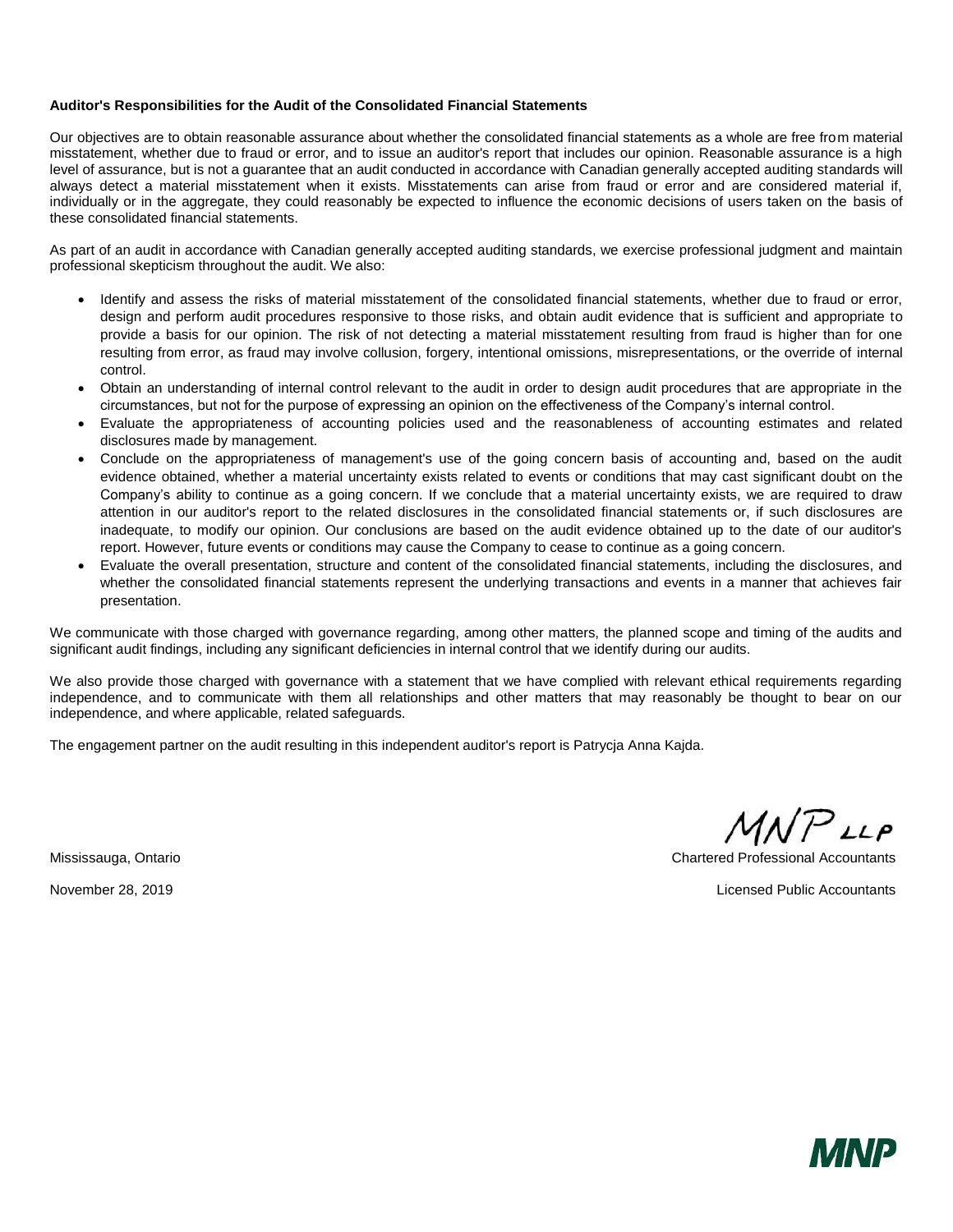**Auditor's Responsibilities for the Audit of the Consolidated Financial Statements**

Our objectives are to obtain reasonable assurance about whether the consolidated financial statements as a whole are free from material misstatement, whether due to fraud or error, and to issue an auditor's report that includes our opinion. Reasonable assurance is a high level of assurance, but is not a guarantee that an audit conducted in accordance with Canadian generally accepted auditing standards will always detect a material misstatement when it exists. Misstatements can arise from fraud or error and are considered material if, individually or in the aggregate, they could reasonably be expected to influence the economic decisions of users taken on the basis of these consolidated financial statements.

As part of an audit in accordance with Canadian generally accepted auditing standards, we exercise professional judgment and maintain professional skepticism throughout the audit. We also:

- Identify and assess the risks of material misstatement of the consolidated financial statements, whether due to fraud or error, design and perform audit procedures responsive to those risks, and obtain audit evidence that is sufficient and appropriate to provide a basis for our opinion. The risk of not detecting a material misstatement resulting from fraud is higher than for one resulting from error, as fraud may involve collusion, forgery, intentional omissions, misrepresentations, or the override of internal control.
- Obtain an understanding of internal control relevant to the audit in order to design audit procedures that are appropriate in the circumstances, but not for the purpose of expressing an opinion on the effectiveness of the Company's internal control.
- Evaluate the appropriateness of accounting policies used and the reasonableness of accounting estimates and related disclosures made by management.
- Conclude on the appropriateness of management's use of the going concern basis of accounting and, based on the audit evidence obtained, whether a material uncertainty exists related to events or conditions that may cast significant doubt on the Company's ability to continue as a going concern. If we conclude that a material uncertainty exists, we are required to draw attention in our auditor's report to the related disclosures in the consolidated financial statements or, if such disclosures are inadequate, to modify our opinion. Our conclusions are based on the audit evidence obtained up to the date of our auditor's report. However, future events or conditions may cause the Company to cease to continue as a going concern.
- Evaluate the overall presentation, structure and content of the consolidated financial statements, including the disclosures, and whether the consolidated financial statements represent the underlying transactions and events in a manner that achieves fair presentation.

We communicate with those charged with governance regarding, among other matters, the planned scope and timing of the audits and significant audit findings, including any significant deficiencies in internal control that we identify during our audits.

We also provide those charged with governance with a statement that we have complied with relevant ethical requirements regarding independence, and to communicate with them all relationships and other matters that may reasonably be thought to bear on our independence, and where applicable, related safeguards.

The engagement partner on the audit resulting in this independent auditor's report is Patrycja Anna Kajda.

MNP LLP

Mississauga, Ontario

November 28, 2019

Chartered Professional Accountants

Licensed Public Accountants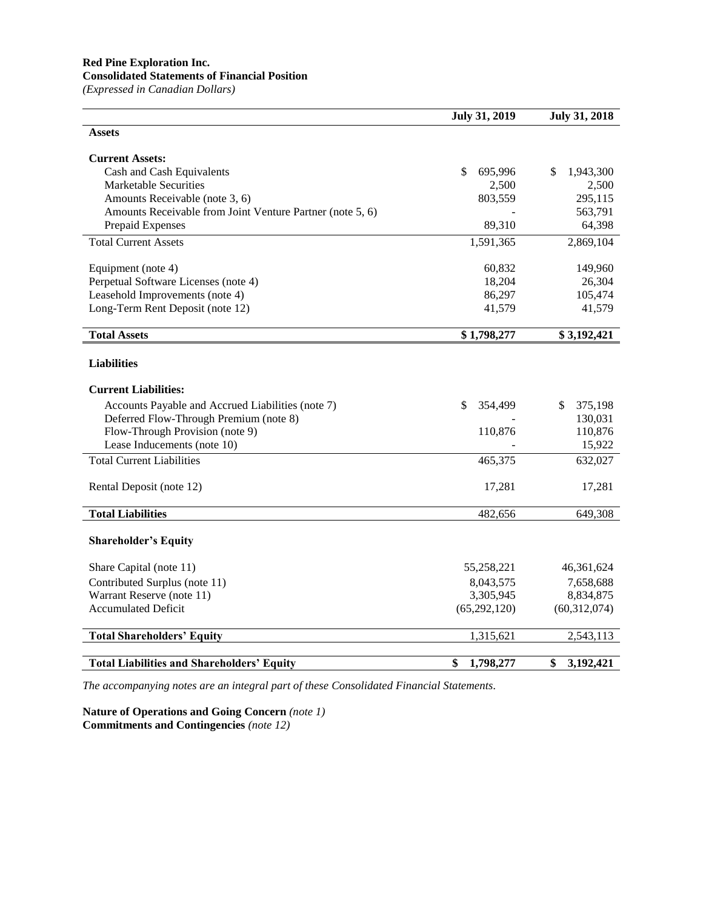**Red Pine Exploration Inc.**
**Consolidated Statements of Financial Position**
*(Expressed in Canadian Dollars)*

| | July 31, 2019 | July 31, 2018 |
|---|---|---|
| **Assets** | | |
| **Current Assets:** | | |
| Cash and Cash Equivalents | $ 695,996 | $ 1,943,300 |
| Marketable Securities | 2,500 | 2,500 |
| Amounts Receivable (note 3, 6) | 803,559 | 295,115 |
| Amounts Receivable from Joint Venture Partner (note 5, 6) | - | 563,791 |
| Prepaid Expenses | 89,310 | 64,398 |
| Total Current Assets | 1,591,365 | 2,869,104 |
| Equipment (note 4) | 60,832 | 149,960 |
| Perpetual Software Licenses (note 4) | 18,204 | 26,304 |
| Leasehold Improvements (note 4) | 86,297 | 105,474 |
| Long-Term Rent Deposit (note 12) | 41,579 | 41,579 |
| **Total Assets** | **$ 1,798,277** | **$ 3,192,421** |
| **Liabilities** | | |
| **Current Liabilities:** | | |
| Accounts Payable and Accrued Liabilities (note 7) | $ 354,499 | $ 375,198 |
| Deferred Flow-Through Premium (note 8) | - | 130,031 |
| Flow-Through Provision (note 9) | 110,876 | 110,876 |
| Lease Inducements (note 10) | - | 15,922 |
| Total Current Liabilities | 465,375 | 632,027 |
| Rental Deposit (note 12) | 17,281 | 17,281 |
| **Total Liabilities** | 482,656 | 649,308 |
| **Shareholder's Equity** | | |
| Share Capital (note 11) | 55,258,221 | 46,361,624 |
| Contributed Surplus (note 11) | 8,043,575 | 7,658,688 |
| Warrant Reserve (note 11) | 3,305,945 | 8,834,875 |
| Accumulated Deficit | (65,292,120) | (60,312,074) |
| **Total Shareholders' Equity** | 1,315,621 | 2,543,113 |
| **Total Liabilities and Shareholders' Equity** | **$ 1,798,277** | **$ 3,192,421** |

*The accompanying notes are an integral part of these Consolidated Financial Statements.*

**Nature of Operations and Going Concern** *(note 1)*
**Commitments and Contingencies** *(note 12)*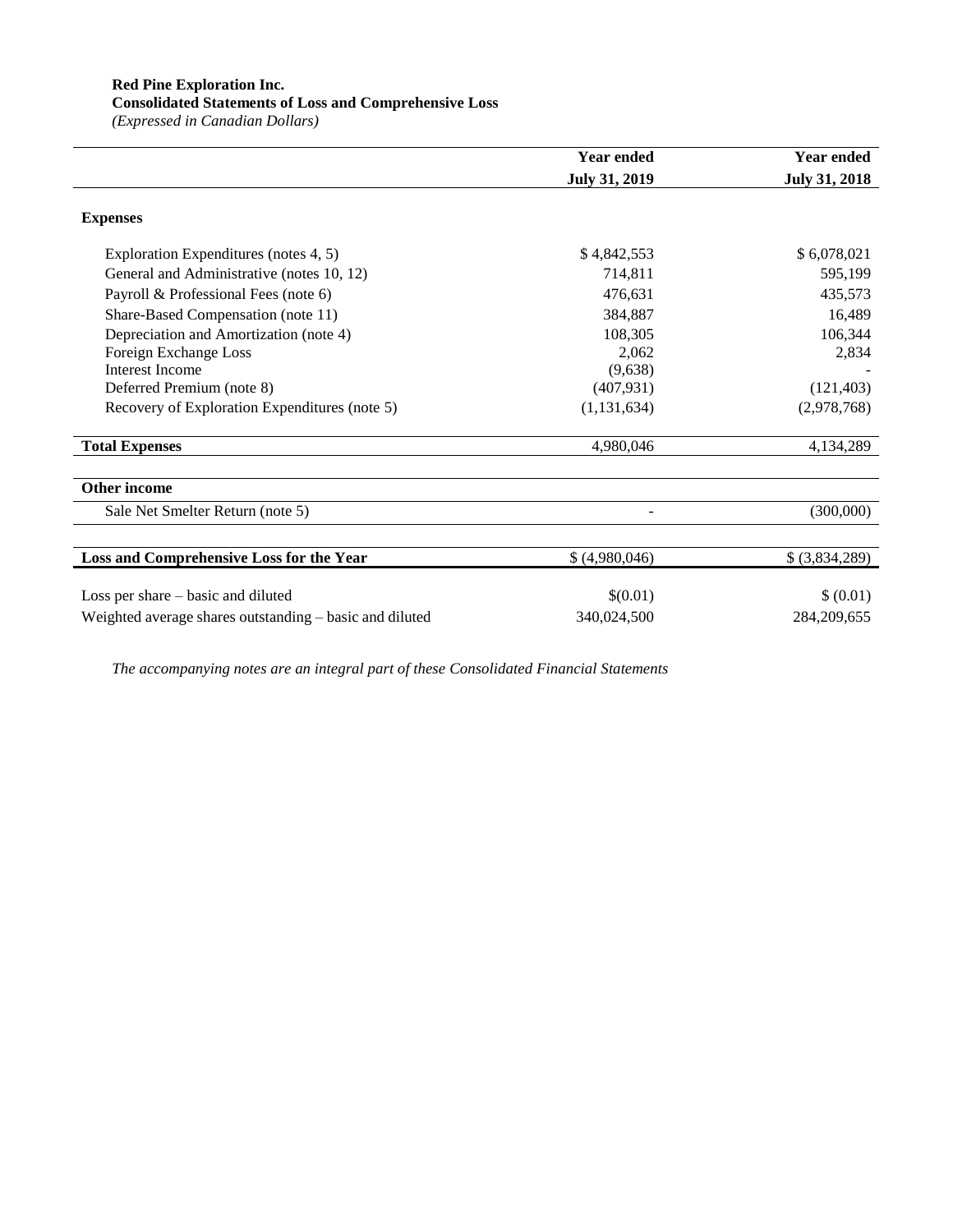**Red Pine Exploration Inc.**
**Consolidated Statements of Loss and Comprehensive Loss**
*(Expressed in Canadian Dollars)*

| | Year ended July 31, 2019 | Year ended July 31, 2018 |
|---|---|---|
| **Expenses** | | |
| Exploration Expenditures (notes 4, 5) | $ 4,842,553 | $ 6,078,021 |
| General and Administrative (notes 10, 12) | 714,811 | 595,199 |
| Payroll & Professional Fees (note 6) | 476,631 | 435,573 |
| Share-Based Compensation (note 11) | 384,887 | 16,489 |
| Depreciation and Amortization (note 4) | 108,305 | 106,344 |
| Foreign Exchange Loss | 2,062 | 2,834 |
| Interest Income | (9,638) | - |
| Deferred Premium (note 8) | (407,931) | (121,403) |
| Recovery of Exploration Expenditures (note 5) | (1,131,634) | (2,978,768) |
| **Total Expenses** | 4,980,046 | 4,134,289 |
| **Other income** | | |
| Sale Net Smelter Return (note 5) | - | (300,000) |
| **Loss and Comprehensive Loss for the Year** | $ (4,980,046) | $ (3,834,289) |
| Loss per share – basic and diluted | $(0.01) | $ (0.01) |
| Weighted average shares outstanding – basic and diluted | 340,024,500 | 284,209,655 |

*The accompanying notes are an integral part of these Consolidated Financial Statements*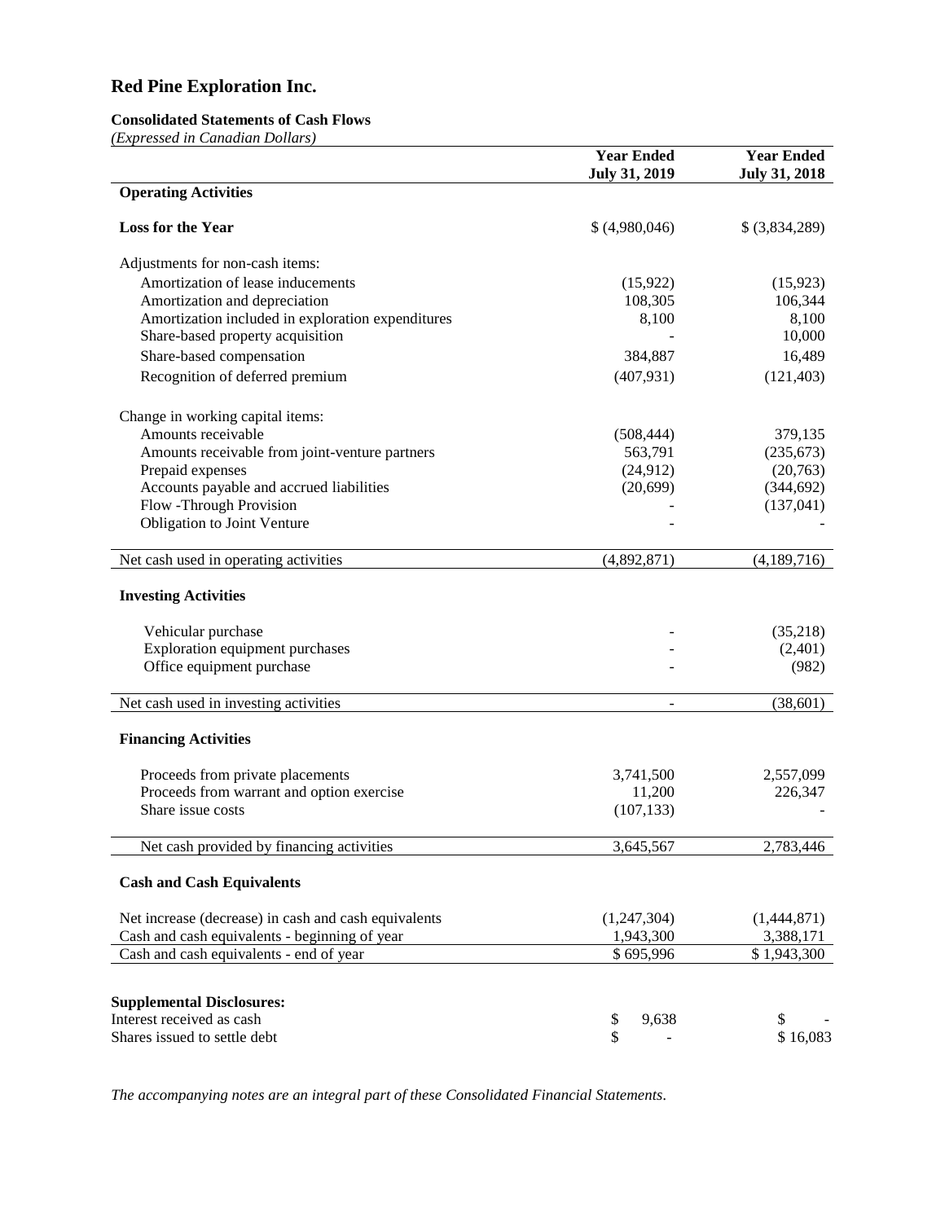# Red Pine Exploration Inc.

**Consolidated Statements of Cash Flows**
*(Expressed in Canadian Dollars)*

| | Year Ended July 31, 2019 | Year Ended July 31, 2018 |
|---|---|---|
| **Operating Activities** | | |
| **Loss for the Year** | $ (4,980,046) | $ (3,834,289) |
| Adjustments for non-cash items: | | |
| Amortization of lease inducements | (15,922) | (15,923) |
| Amortization and depreciation | 108,305 | 106,344 |
| Amortization included in exploration expenditures | 8,100 | 8,100 |
| Share-based property acquisition | - | 10,000 |
| Share-based compensation | 384,887 | 16,489 |
| Recognition of deferred premium | (407,931) | (121,403) |
| Change in working capital items: | | |
| Amounts receivable | (508,444) | 379,135 |
| Amounts receivable from joint-venture partners | 563,791 | (235,673) |
| Prepaid expenses | (24,912) | (20,763) |
| Accounts payable and accrued liabilities | (20,699) | (344,692) |
| Flow -Through Provision | - | (137,041) |
| Obligation to Joint Venture | - | - |
| Net cash used in operating activities | (4,892,871) | (4,189,716) |
| **Investing Activities** | | |
| Vehicular purchase | - | (35,218) |
| Exploration equipment purchases | - | (2,401) |
| Office equipment purchase | - | (982) |
| Net cash used in investing activities | - | (38,601) |
| **Financing Activities** | | |
| Proceeds from private placements | 3,741,500 | 2,557,099 |
| Proceeds from warrant and option exercise | 11,200 | 226,347 |
| Share issue costs | (107,133) | - |
| Net cash provided by financing activities | 3,645,567 | 2,783,446 |
| **Cash and Cash Equivalents** | | |
| Net increase (decrease) in cash and cash equivalents | (1,247,304) | (1,444,871) |
| Cash and cash equivalents - beginning of year | 1,943,300 | 3,388,171 |
| Cash and cash equivalents - end of year | $ 695,996 | $ 1,943,300 |

| **Supplemental Disclosures:** | | |
|---|---|---|
| Interest received as cash | $ 9,638 | $ - |
| Shares issued to settle debt | $ - | $ 16,083 |

*The accompanying notes are an integral part of these Consolidated Financial Statements.*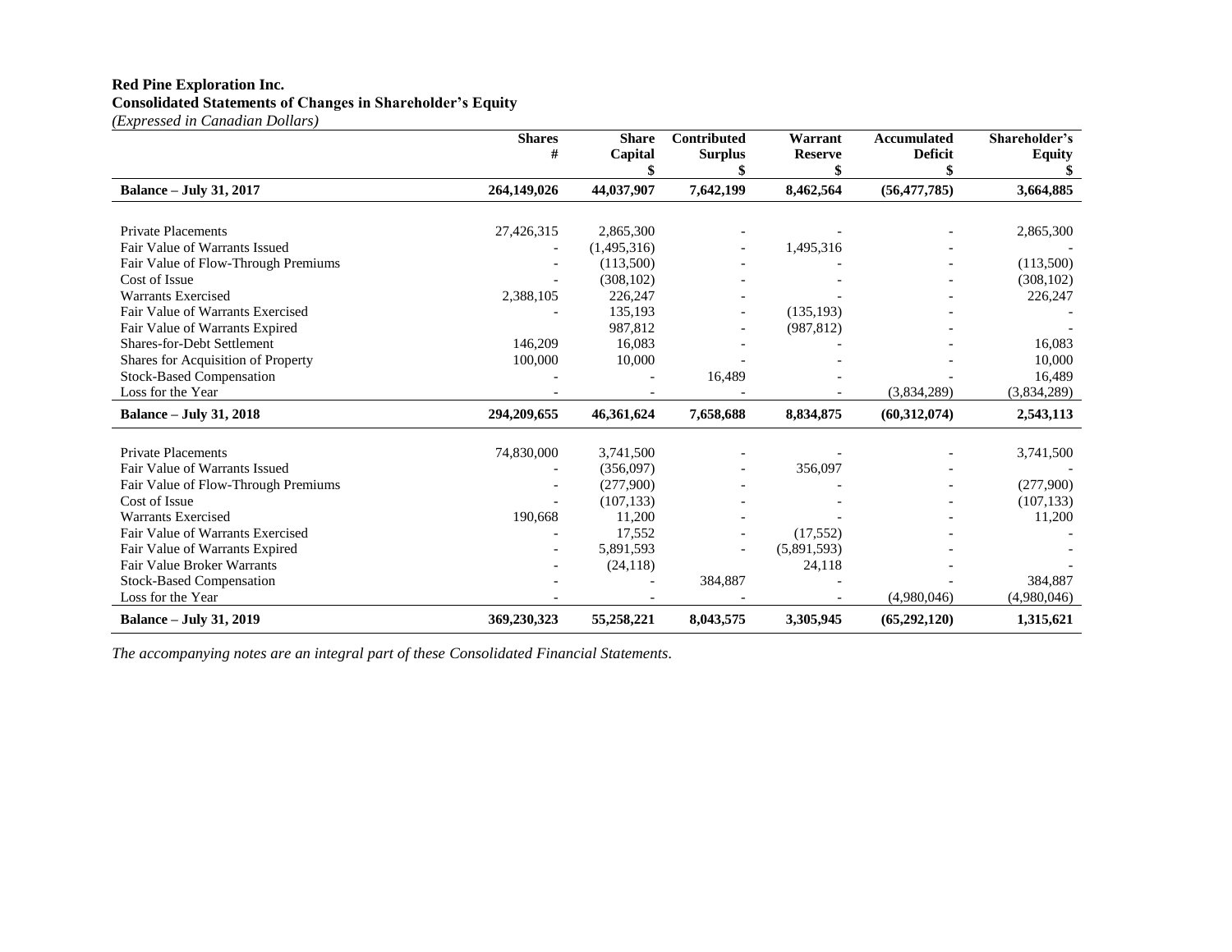**Red Pine Exploration Inc.**
**Consolidated Statements of Changes in Shareholder's Equity**
*(Expressed in Canadian Dollars)*

| | Shares # | Share Capital $ | Contributed Surplus $ | Warrant Reserve $ | Accumulated Deficit $ | Shareholder's Equity $ |
|---|---|---|---|---|---|---|
| **Balance – July 31, 2017** | **264,149,026** | **44,037,907** | **7,642,199** | **8,462,564** | **(56,477,785)** | **3,664,885** |
| Private Placements | 27,426,315 | 2,865,300 | - | - | - | 2,865,300 |
| Fair Value of Warrants Issued | - | (1,495,316) | - | 1,495,316 | - | - |
| Fair Value of Flow-Through Premiums | - | (113,500) | - | - | - | (113,500) |
| Cost of Issue | - | (308,102) | - | - | - | (308,102) |
| Warrants Exercised | 2,388,105 | 226,247 | - | - | - | 226,247 |
| Fair Value of Warrants Exercised | - | 135,193 | - | (135,193) | - | - |
| Fair Value of Warrants Expired | | 987,812 | - | (987,812) | - | - |
| Shares-for-Debt Settlement | 146,209 | 16,083 | - | - | - | 16,083 |
| Shares for Acquisition of Property | 100,000 | 10,000 | - | - | - | 10,000 |
| Stock-Based Compensation | - | - | 16,489 | - | - | 16,489 |
| Loss for the Year | - | - | - | - | (3,834,289) | (3,834,289) |
| **Balance – July 31, 2018** | **294,209,655** | **46,361,624** | **7,658,688** | **8,834,875** | **(60,312,074)** | **2,543,113** |
| Private Placements | 74,830,000 | 3,741,500 | - | - | - | 3,741,500 |
| Fair Value of Warrants Issued | - | (356,097) | - | 356,097 | - | - |
| Fair Value of Flow-Through Premiums | - | (277,900) | - | - | - | (277,900) |
| Cost of Issue | - | (107,133) | - | - | - | (107,133) |
| Warrants Exercised | 190,668 | 11,200 | - | - | - | 11,200 |
| Fair Value of Warrants Exercised | - | 17,552 | - | (17,552) | - | - |
| Fair Value of Warrants Expired | - | 5,891,593 | - | (5,891,593) | - | - |
| Fair Value Broker Warrants | - | (24,118) | | 24,118 | - | - |
| Stock-Based Compensation | - | - | 384,887 | - | - | 384,887 |
| Loss for the Year | - | - | - | - | (4,980,046) | (4,980,046) |
| **Balance – July 31, 2019** | **369,230,323** | **55,258,221** | **8,043,575** | **3,305,945** | **(65,292,120)** | **1,315,621** |

*The accompanying notes are an integral part of these Consolidated Financial Statements.*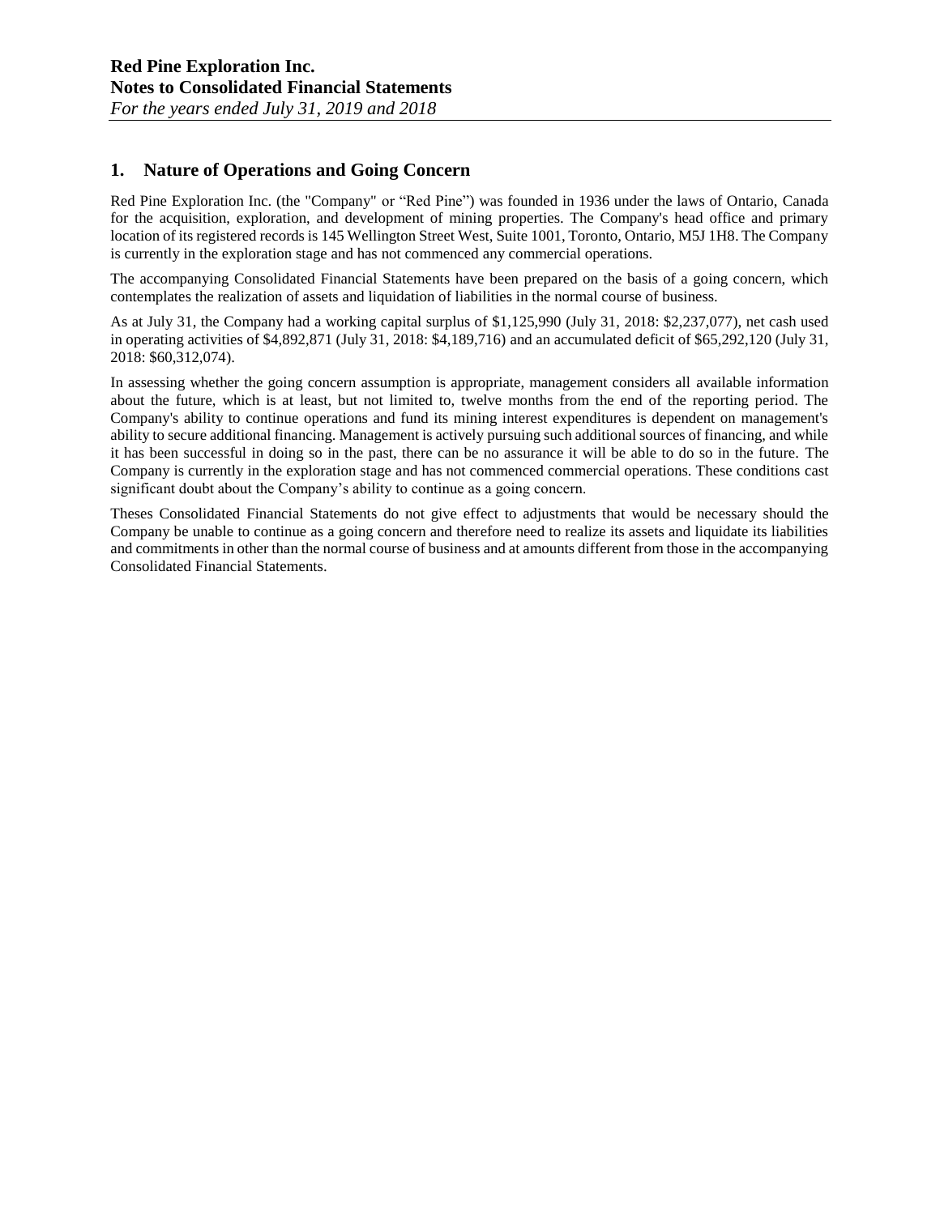## 1. Nature of Operations and Going Concern

Red Pine Exploration Inc. (the "Company" or "Red Pine") was founded in 1936 under the laws of Ontario, Canada for the acquisition, exploration, and development of mining properties. The Company's head office and primary location of its registered records is 145 Wellington Street West, Suite 1001, Toronto, Ontario, M5J 1H8. The Company is currently in the exploration stage and has not commenced any commercial operations.

The accompanying Consolidated Financial Statements have been prepared on the basis of a going concern, which contemplates the realization of assets and liquidation of liabilities in the normal course of business.

As at July 31, the Company had a working capital surplus of $1,125,990 (July 31, 2018: $2,237,077), net cash used in operating activities of $4,892,871 (July 31, 2018: $4,189,716) and an accumulated deficit of $65,292,120 (July 31, 2018: $60,312,074).

In assessing whether the going concern assumption is appropriate, management considers all available information about the future, which is at least, but not limited to, twelve months from the end of the reporting period. The Company's ability to continue operations and fund its mining interest expenditures is dependent on management's ability to secure additional financing. Management is actively pursuing such additional sources of financing, and while it has been successful in doing so in the past, there can be no assurance it will be able to do so in the future. The Company is currently in the exploration stage and has not commenced commercial operations. These conditions cast significant doubt about the Company's ability to continue as a going concern.

Theses Consolidated Financial Statements do not give effect to adjustments that would be necessary should the Company be unable to continue as a going concern and therefore need to realize its assets and liquidate its liabilities and commitments in other than the normal course of business and at amounts different from those in the accompanying Consolidated Financial Statements.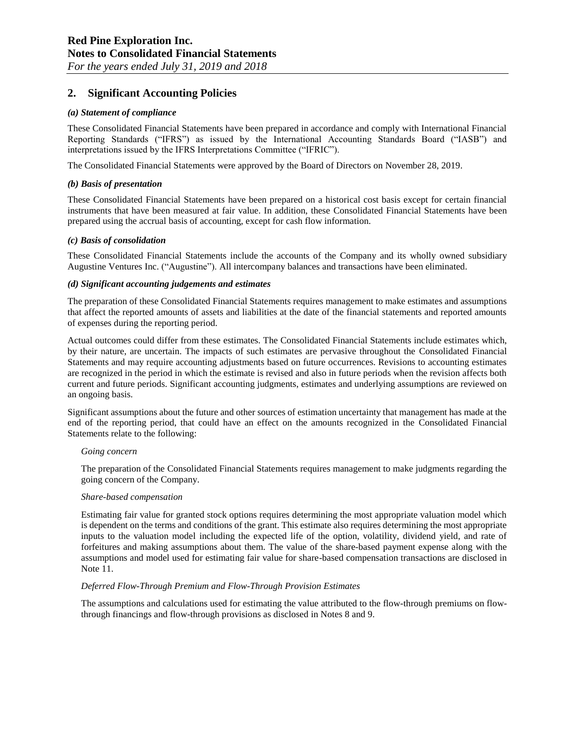## 2. Significant Accounting Policies

### *(a) Statement of compliance*

These Consolidated Financial Statements have been prepared in accordance and comply with International Financial Reporting Standards ("IFRS") as issued by the International Accounting Standards Board ("IASB") and interpretations issued by the IFRS Interpretations Committee ("IFRIC").

The Consolidated Financial Statements were approved by the Board of Directors on November 28, 2019.

### *(b) Basis of presentation*

These Consolidated Financial Statements have been prepared on a historical cost basis except for certain financial instruments that have been measured at fair value. In addition, these Consolidated Financial Statements have been prepared using the accrual basis of accounting, except for cash flow information.

### *(c) Basis of consolidation*

These Consolidated Financial Statements include the accounts of the Company and its wholly owned subsidiary Augustine Ventures Inc. ("Augustine"). All intercompany balances and transactions have been eliminated.

### *(d) Significant accounting judgements and estimates*

The preparation of these Consolidated Financial Statements requires management to make estimates and assumptions that affect the reported amounts of assets and liabilities at the date of the financial statements and reported amounts of expenses during the reporting period.

Actual outcomes could differ from these estimates. The Consolidated Financial Statements include estimates which, by their nature, are uncertain. The impacts of such estimates are pervasive throughout the Consolidated Financial Statements and may require accounting adjustments based on future occurrences. Revisions to accounting estimates are recognized in the period in which the estimate is revised and also in future periods when the revision affects both current and future periods. Significant accounting judgments, estimates and underlying assumptions are reviewed on an ongoing basis.

Significant assumptions about the future and other sources of estimation uncertainty that management has made at the end of the reporting period, that could have an effect on the amounts recognized in the Consolidated Financial Statements relate to the following:

*Going concern*

The preparation of the Consolidated Financial Statements requires management to make judgments regarding the going concern of the Company.

*Share-based compensation*

Estimating fair value for granted stock options requires determining the most appropriate valuation model which is dependent on the terms and conditions of the grant. This estimate also requires determining the most appropriate inputs to the valuation model including the expected life of the option, volatility, dividend yield, and rate of forfeitures and making assumptions about them. The value of the share-based payment expense along with the assumptions and model used for estimating fair value for share-based compensation transactions are disclosed in Note 11.

*Deferred Flow-Through Premium and Flow-Through Provision Estimates*

The assumptions and calculations used for estimating the value attributed to the flow-through premiums on flow-through financings and flow-through provisions as disclosed in Notes 8 and 9.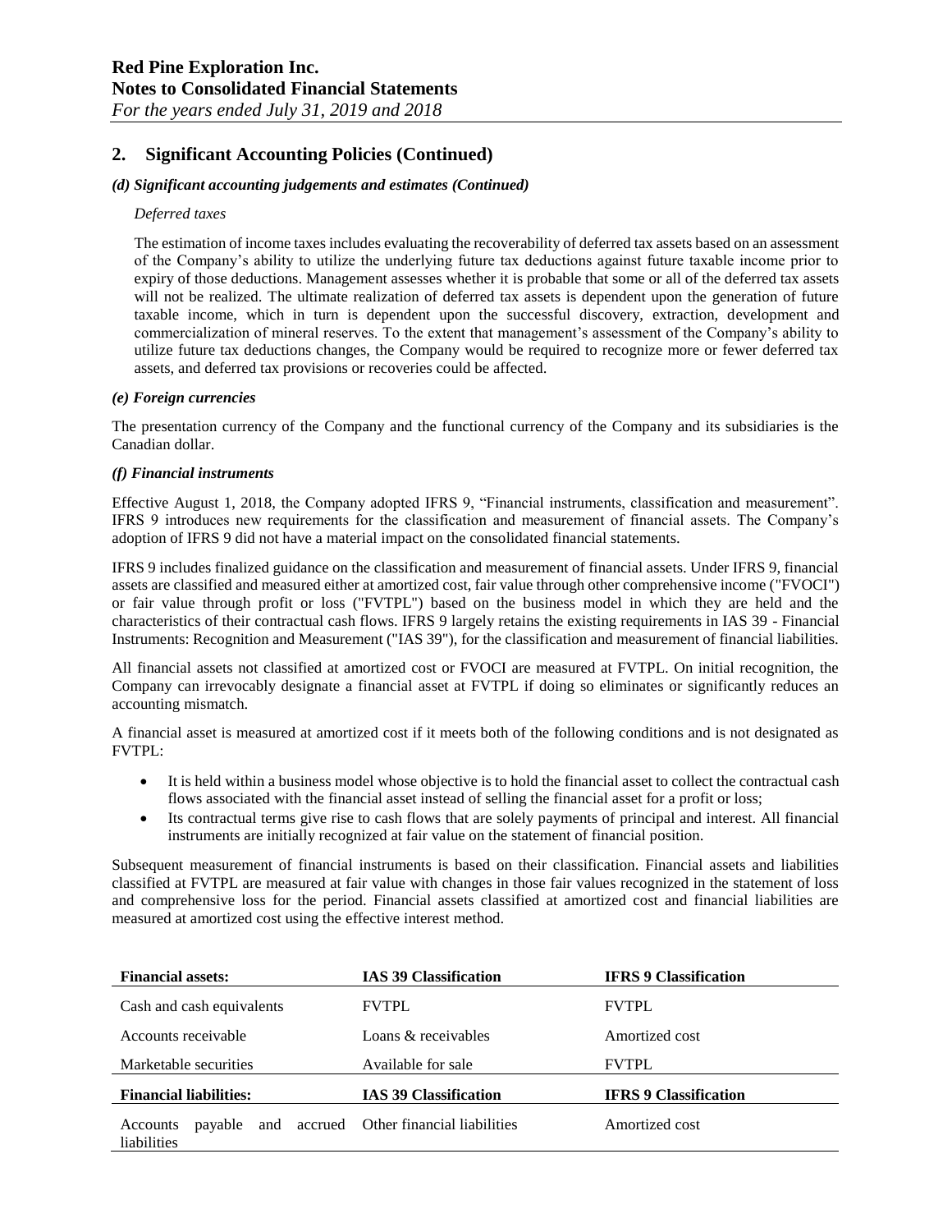## 2. Significant Accounting Policies (Continued)

### *(d) Significant accounting judgements and estimates (Continued)*

*Deferred taxes*

The estimation of income taxes includes evaluating the recoverability of deferred tax assets based on an assessment of the Company's ability to utilize the underlying future tax deductions against future taxable income prior to expiry of those deductions. Management assesses whether it is probable that some or all of the deferred tax assets will not be realized. The ultimate realization of deferred tax assets is dependent upon the generation of future taxable income, which in turn is dependent upon the successful discovery, extraction, development and commercialization of mineral reserves. To the extent that management's assessment of the Company's ability to utilize future tax deductions changes, the Company would be required to recognize more or fewer deferred tax assets, and deferred tax provisions or recoveries could be affected.

### *(e) Foreign currencies*

The presentation currency of the Company and the functional currency of the Company and its subsidiaries is the Canadian dollar.

### *(f) Financial instruments*

Effective August 1, 2018, the Company adopted IFRS 9, "Financial instruments, classification and measurement". IFRS 9 introduces new requirements for the classification and measurement of financial assets. The Company's adoption of IFRS 9 did not have a material impact on the consolidated financial statements.

IFRS 9 includes finalized guidance on the classification and measurement of financial assets. Under IFRS 9, financial assets are classified and measured either at amortized cost, fair value through other comprehensive income ("FVOCI") or fair value through profit or loss ("FVTPL") based on the business model in which they are held and the characteristics of their contractual cash flows. IFRS 9 largely retains the existing requirements in IAS 39 - Financial Instruments: Recognition and Measurement ("IAS 39"), for the classification and measurement of financial liabilities.

All financial assets not classified at amortized cost or FVOCI are measured at FVTPL. On initial recognition, the Company can irrevocably designate a financial asset at FVTPL if doing so eliminates or significantly reduces an accounting mismatch.

A financial asset is measured at amortized cost if it meets both of the following conditions and is not designated as FVTPL:

- It is held within a business model whose objective is to hold the financial asset to collect the contractual cash flows associated with the financial asset instead of selling the financial asset for a profit or loss;
- Its contractual terms give rise to cash flows that are solely payments of principal and interest. All financial instruments are initially recognized at fair value on the statement of financial position.

Subsequent measurement of financial instruments is based on their classification. Financial assets and liabilities classified at FVTPL are measured at fair value with changes in those fair values recognized in the statement of loss and comprehensive loss for the period. Financial assets classified at amortized cost and financial liabilities are measured at amortized cost using the effective interest method.

| **Financial assets:** | **IAS 39 Classification** | **IFRS 9 Classification** |
|---|---|---|
| Cash and cash equivalents | FVTPL | FVTPL |
| Accounts receivable | Loans & receivables | Amortized cost |
| Marketable securities | Available for sale | FVTPL |
| **Financial liabilities:** | **IAS 39 Classification** | **IFRS 9 Classification** |
| Accounts payable and accrued liabilities | Other financial liabilities | Amortized cost |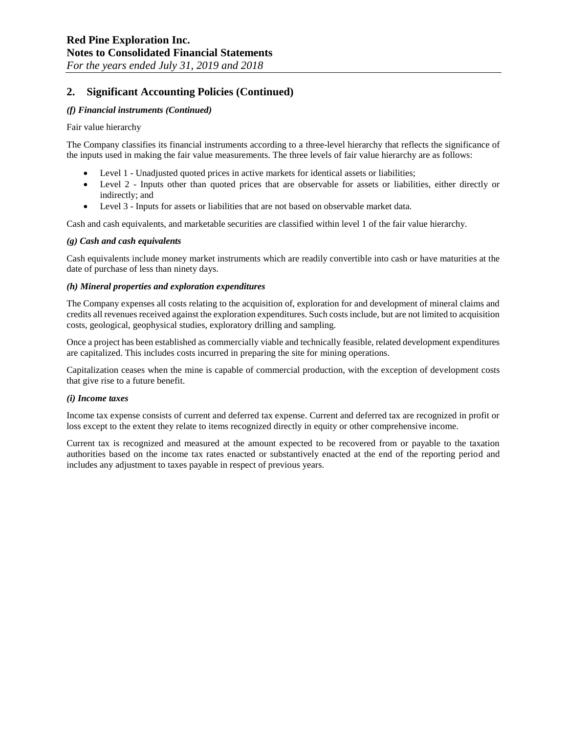## 2. Significant Accounting Policies (Continued)

***(f) Financial instruments (Continued)***

Fair value hierarchy

The Company classifies its financial instruments according to a three-level hierarchy that reflects the significance of the inputs used in making the fair value measurements. The three levels of fair value hierarchy are as follows:

- Level 1 - Unadjusted quoted prices in active markets for identical assets or liabilities;
- Level 2 - Inputs other than quoted prices that are observable for assets or liabilities, either directly or indirectly; and
- Level 3 - Inputs for assets or liabilities that are not based on observable market data.

Cash and cash equivalents, and marketable securities are classified within level 1 of the fair value hierarchy.

***(g) Cash and cash equivalents***

Cash equivalents include money market instruments which are readily convertible into cash or have maturities at the date of purchase of less than ninety days.

***(h) Mineral properties and exploration expenditures***

The Company expenses all costs relating to the acquisition of, exploration for and development of mineral claims and credits all revenues received against the exploration expenditures. Such costs include, but are not limited to acquisition costs, geological, geophysical studies, exploratory drilling and sampling.

Once a project has been established as commercially viable and technically feasible, related development expenditures are capitalized. This includes costs incurred in preparing the site for mining operations.

Capitalization ceases when the mine is capable of commercial production, with the exception of development costs that give rise to a future benefit.

***(i) Income taxes***

Income tax expense consists of current and deferred tax expense. Current and deferred tax are recognized in profit or loss except to the extent they relate to items recognized directly in equity or other comprehensive income.

Current tax is recognized and measured at the amount expected to be recovered from or payable to the taxation authorities based on the income tax rates enacted or substantively enacted at the end of the reporting period and includes any adjustment to taxes payable in respect of previous years.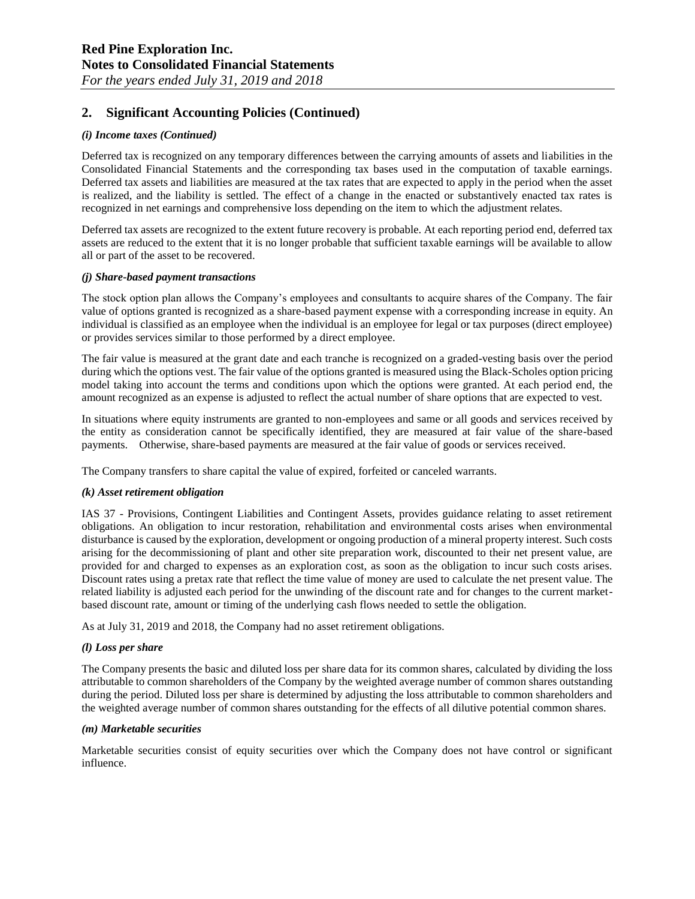## 2. Significant Accounting Policies (Continued)

### *(i) Income taxes (Continued)*

Deferred tax is recognized on any temporary differences between the carrying amounts of assets and liabilities in the Consolidated Financial Statements and the corresponding tax bases used in the computation of taxable earnings. Deferred tax assets and liabilities are measured at the tax rates that are expected to apply in the period when the asset is realized, and the liability is settled. The effect of a change in the enacted or substantively enacted tax rates is recognized in net earnings and comprehensive loss depending on the item to which the adjustment relates.

Deferred tax assets are recognized to the extent future recovery is probable. At each reporting period end, deferred tax assets are reduced to the extent that it is no longer probable that sufficient taxable earnings will be available to allow all or part of the asset to be recovered.

### *(j) Share-based payment transactions*

The stock option plan allows the Company's employees and consultants to acquire shares of the Company. The fair value of options granted is recognized as a share-based payment expense with a corresponding increase in equity. An individual is classified as an employee when the individual is an employee for legal or tax purposes (direct employee) or provides services similar to those performed by a direct employee.

The fair value is measured at the grant date and each tranche is recognized on a graded-vesting basis over the period during which the options vest. The fair value of the options granted is measured using the Black-Scholes option pricing model taking into account the terms and conditions upon which the options were granted. At each period end, the amount recognized as an expense is adjusted to reflect the actual number of share options that are expected to vest.

In situations where equity instruments are granted to non-employees and same or all goods and services received by the entity as consideration cannot be specifically identified, they are measured at fair value of the share-based payments. Otherwise, share-based payments are measured at the fair value of goods or services received.

The Company transfers to share capital the value of expired, forfeited or canceled warrants.

### *(k) Asset retirement obligation*

IAS 37 - Provisions, Contingent Liabilities and Contingent Assets, provides guidance relating to asset retirement obligations. An obligation to incur restoration, rehabilitation and environmental costs arises when environmental disturbance is caused by the exploration, development or ongoing production of a mineral property interest. Such costs arising for the decommissioning of plant and other site preparation work, discounted to their net present value, are provided for and charged to expenses as an exploration cost, as soon as the obligation to incur such costs arises. Discount rates using a pretax rate that reflect the time value of money are used to calculate the net present value. The related liability is adjusted each period for the unwinding of the discount rate and for changes to the current market-based discount rate, amount or timing of the underlying cash flows needed to settle the obligation.

As at July 31, 2019 and 2018, the Company had no asset retirement obligations.

### *(l) Loss per share*

The Company presents the basic and diluted loss per share data for its common shares, calculated by dividing the loss attributable to common shareholders of the Company by the weighted average number of common shares outstanding during the period. Diluted loss per share is determined by adjusting the loss attributable to common shareholders and the weighted average number of common shares outstanding for the effects of all dilutive potential common shares.

### *(m) Marketable securities*

Marketable securities consist of equity securities over which the Company does not have control or significant influence.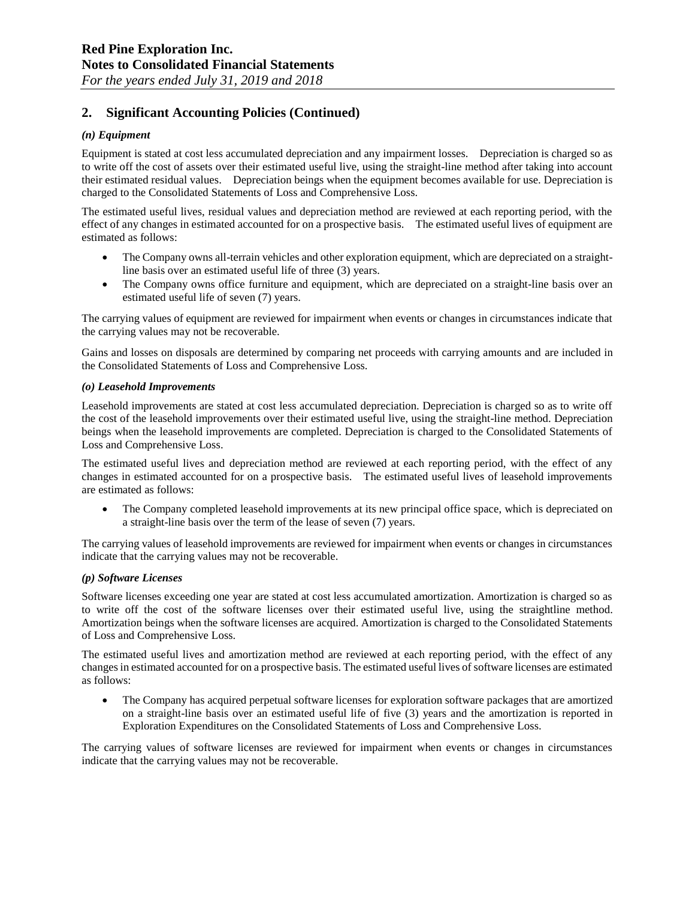## 2. Significant Accounting Policies (Continued)

### *(n) Equipment*

Equipment is stated at cost less accumulated depreciation and any impairment losses. Depreciation is charged so as to write off the cost of assets over their estimated useful live, using the straight-line method after taking into account their estimated residual values. Depreciation beings when the equipment becomes available for use. Depreciation is charged to the Consolidated Statements of Loss and Comprehensive Loss.

The estimated useful lives, residual values and depreciation method are reviewed at each reporting period, with the effect of any changes in estimated accounted for on a prospective basis. The estimated useful lives of equipment are estimated as follows:

- The Company owns all-terrain vehicles and other exploration equipment, which are depreciated on a straight-line basis over an estimated useful life of three (3) years.
- The Company owns office furniture and equipment, which are depreciated on a straight-line basis over an estimated useful life of seven (7) years.

The carrying values of equipment are reviewed for impairment when events or changes in circumstances indicate that the carrying values may not be recoverable.

Gains and losses on disposals are determined by comparing net proceeds with carrying amounts and are included in the Consolidated Statements of Loss and Comprehensive Loss.

### *(o) Leasehold Improvements*

Leasehold improvements are stated at cost less accumulated depreciation. Depreciation is charged so as to write off the cost of the leasehold improvements over their estimated useful live, using the straight-line method. Depreciation beings when the leasehold improvements are completed. Depreciation is charged to the Consolidated Statements of Loss and Comprehensive Loss.

The estimated useful lives and depreciation method are reviewed at each reporting period, with the effect of any changes in estimated accounted for on a prospective basis. The estimated useful lives of leasehold improvements are estimated as follows:

- The Company completed leasehold improvements at its new principal office space, which is depreciated on a straight-line basis over the term of the lease of seven (7) years.

The carrying values of leasehold improvements are reviewed for impairment when events or changes in circumstances indicate that the carrying values may not be recoverable.

### *(p) Software Licenses*

Software licenses exceeding one year are stated at cost less accumulated amortization. Amortization is charged so as to write off the cost of the software licenses over their estimated useful live, using the straightline method. Amortization beings when the software licenses are acquired. Amortization is charged to the Consolidated Statements of Loss and Comprehensive Loss.

The estimated useful lives and amortization method are reviewed at each reporting period, with the effect of any changes in estimated accounted for on a prospective basis. The estimated useful lives of software licenses are estimated as follows:

- The Company has acquired perpetual software licenses for exploration software packages that are amortized on a straight-line basis over an estimated useful life of five (3) years and the amortization is reported in Exploration Expenditures on the Consolidated Statements of Loss and Comprehensive Loss.

The carrying values of software licenses are reviewed for impairment when events or changes in circumstances indicate that the carrying values may not be recoverable.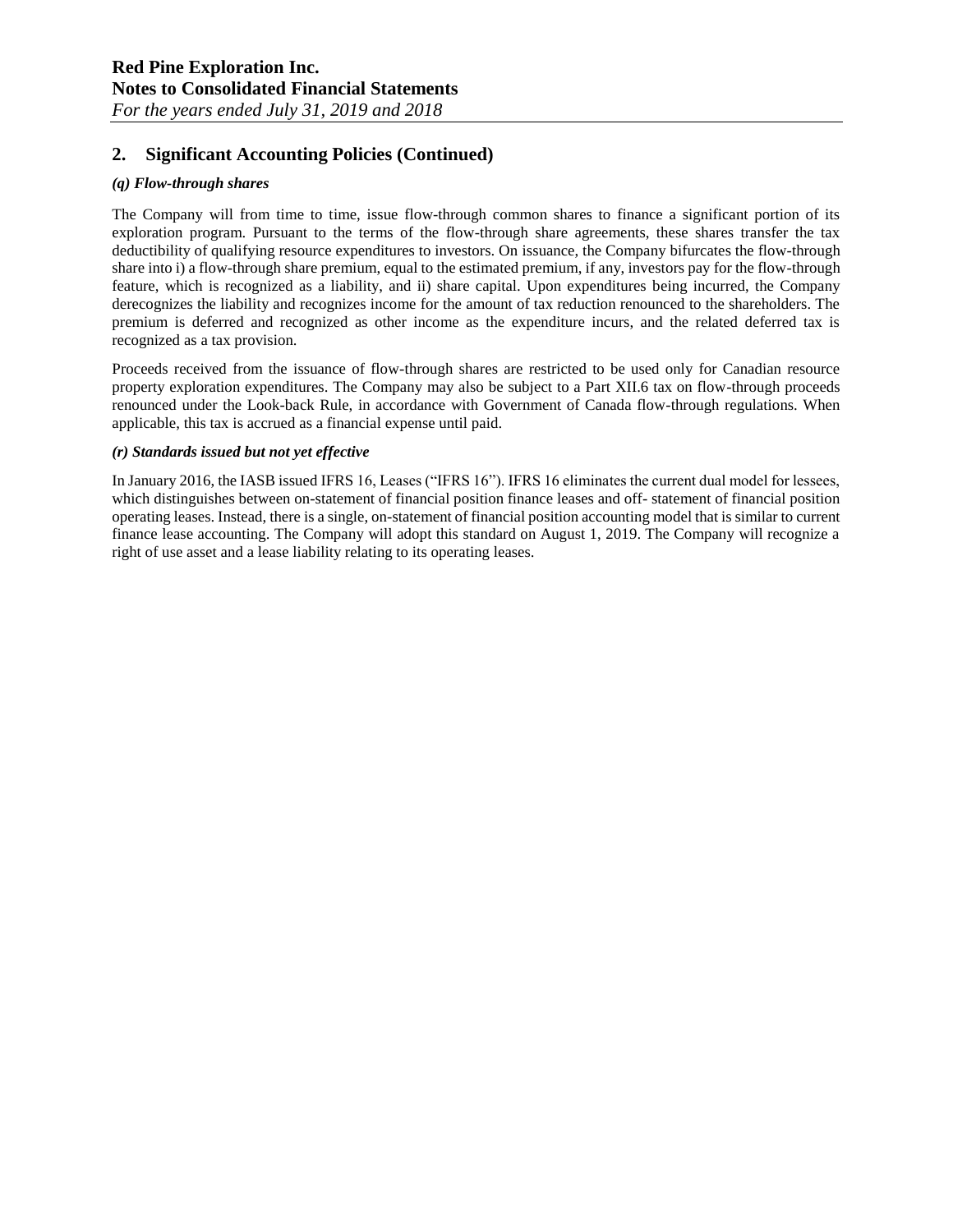## 2. Significant Accounting Policies (Continued)

***(q) Flow-through shares***

The Company will from time to time, issue flow-through common shares to finance a significant portion of its exploration program. Pursuant to the terms of the flow-through share agreements, these shares transfer the tax deductibility of qualifying resource expenditures to investors. On issuance, the Company bifurcates the flow-through share into i) a flow-through share premium, equal to the estimated premium, if any, investors pay for the flow-through feature, which is recognized as a liability, and ii) share capital. Upon expenditures being incurred, the Company derecognizes the liability and recognizes income for the amount of tax reduction renounced to the shareholders. The premium is deferred and recognized as other income as the expenditure incurs, and the related deferred tax is recognized as a tax provision.

Proceeds received from the issuance of flow-through shares are restricted to be used only for Canadian resource property exploration expenditures. The Company may also be subject to a Part XII.6 tax on flow-through proceeds renounced under the Look-back Rule, in accordance with Government of Canada flow-through regulations. When applicable, this tax is accrued as a financial expense until paid.

***(r) Standards issued but not yet effective***

In January 2016, the IASB issued IFRS 16, Leases ("IFRS 16"). IFRS 16 eliminates the current dual model for lessees, which distinguishes between on-statement of financial position finance leases and off- statement of financial position operating leases. Instead, there is a single, on-statement of financial position accounting model that is similar to current finance lease accounting. The Company will adopt this standard on August 1, 2019. The Company will recognize a right of use asset and a lease liability relating to its operating leases.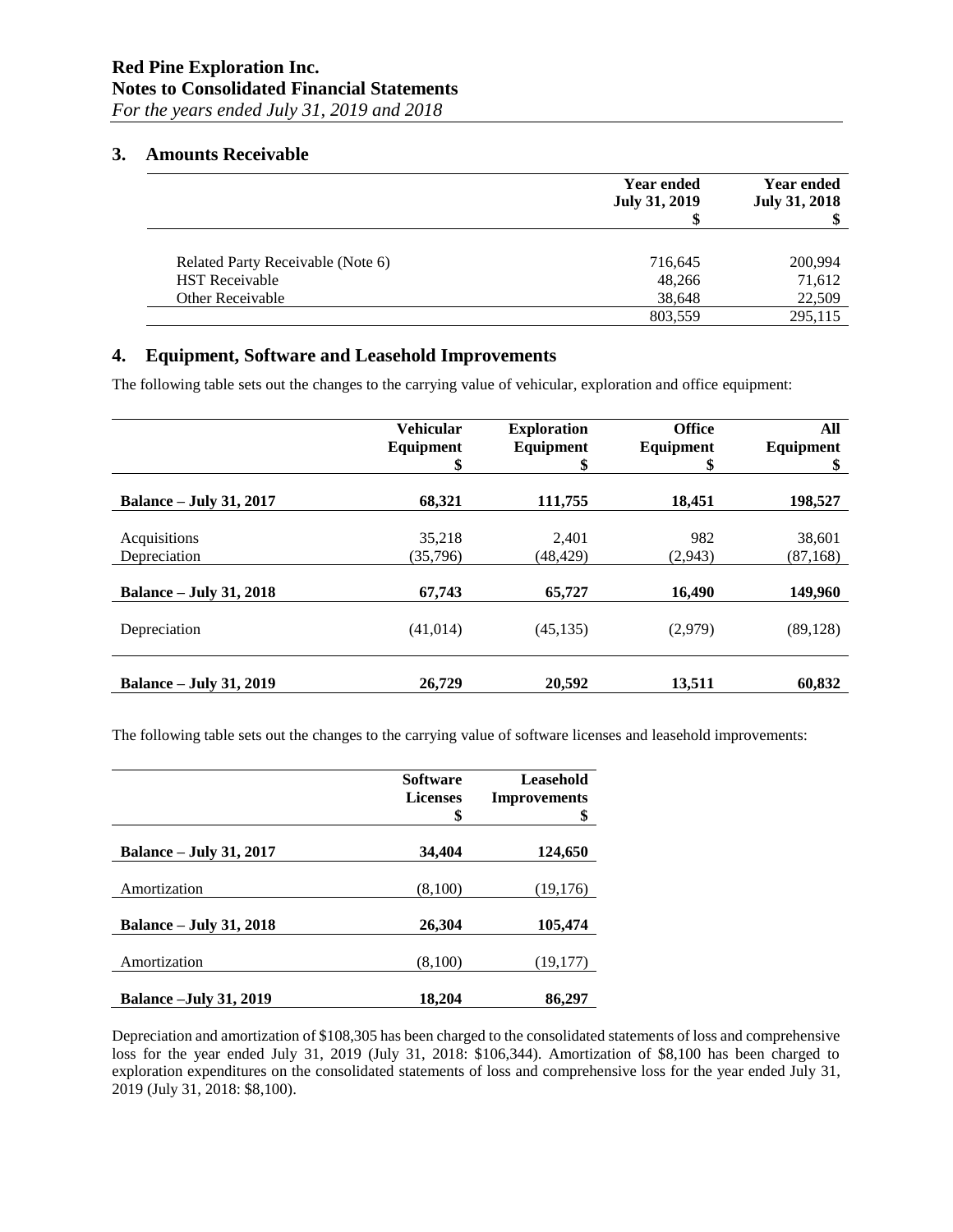## 3. Amounts Receivable

| | Year ended July 31, 2019 $ | Year ended July 31, 2018 $ |
|---|---|---|
| Related Party Receivable (Note 6) | 716,645 | 200,994 |
| HST Receivable | 48,266 | 71,612 |
| Other Receivable | 38,648 | 22,509 |
| | 803,559 | 295,115 |

## 4. Equipment, Software and Leasehold Improvements

The following table sets out the changes to the carrying value of vehicular, exploration and office equipment:

| | Vehicular Equipment $ | Exploration Equipment $ | Office Equipment $ | All Equipment $ |
|---|---|---|---|---|
| **Balance – July 31, 2017** | **68,321** | **111,755** | **18,451** | **198,527** |
| Acquisitions | 35,218 | 2,401 | 982 | 38,601 |
| Depreciation | (35,796) | (48,429) | (2,943) | (87,168) |
| **Balance – July 31, 2018** | **67,743** | **65,727** | **16,490** | **149,960** |
| Depreciation | (41,014) | (45,135) | (2,979) | (89,128) |
| **Balance – July 31, 2019** | **26,729** | **20,592** | **13,511** | **60,832** |

The following table sets out the changes to the carrying value of software licenses and leasehold improvements:

| | Software Licenses $ | Leasehold Improvements $ |
|---|---|---|
| **Balance – July 31, 2017** | **34,404** | **124,650** |
| Amortization | (8,100) | (19,176) |
| **Balance – July 31, 2018** | **26,304** | **105,474** |
| Amortization | (8,100) | (19,177) |
| **Balance –July 31, 2019** | **18,204** | **86,297** |

Depreciation and amortization of $108,305 has been charged to the consolidated statements of loss and comprehensive loss for the year ended July 31, 2019 (July 31, 2018: $106,344). Amortization of $8,100 has been charged to exploration expenditures on the consolidated statements of loss and comprehensive loss for the year ended July 31, 2019 (July 31, 2018: $8,100).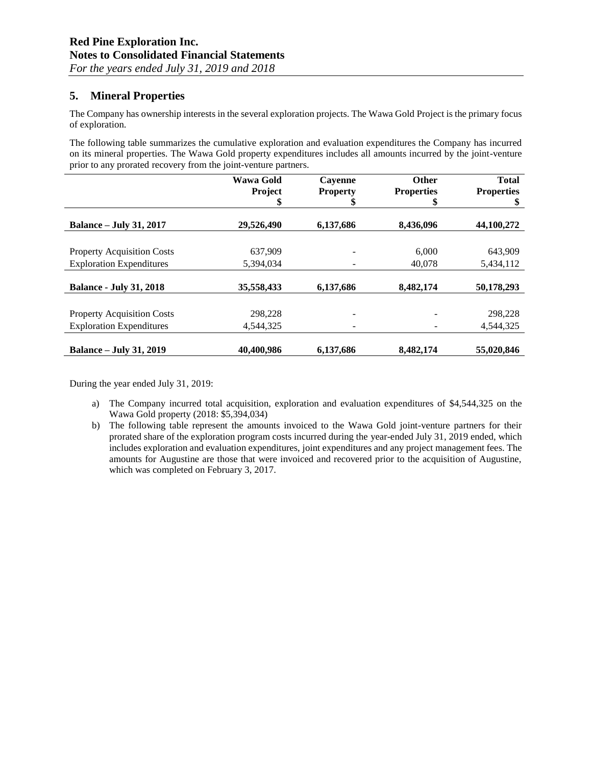## 5. Mineral Properties

The Company has ownership interests in the several exploration projects. The Wawa Gold Project is the primary focus of exploration.

The following table summarizes the cumulative exploration and evaluation expenditures the Company has incurred on its mineral properties. The Wawa Gold property expenditures includes all amounts incurred by the joint-venture prior to any prorated recovery from the joint-venture partners.

| | Wawa Gold Project $ | Cayenne Property $ | Other Properties $ | Total Properties $ |
|---|---|---|---|---|
| **Balance – July 31, 2017** | **29,526,490** | **6,137,686** | **8,436,096** | **44,100,272** |
| Property Acquisition Costs | 637,909 | - | 6,000 | 643,909 |
| Exploration Expenditures | 5,394,034 | - | 40,078 | 5,434,112 |
| **Balance - July 31, 2018** | **35,558,433** | **6,137,686** | **8,482,174** | **50,178,293** |
| Property Acquisition Costs | 298,228 | - | - | 298,228 |
| Exploration Expenditures | 4,544,325 | - | - | 4,544,325 |
| **Balance – July 31, 2019** | **40,400,986** | **6,137,686** | **8,482,174** | **55,020,846** |

During the year ended July 31, 2019:

a) The Company incurred total acquisition, exploration and evaluation expenditures of $4,544,325 on the Wawa Gold property (2018: $5,394,034)

b) The following table represent the amounts invoiced to the Wawa Gold joint-venture partners for their prorated share of the exploration program costs incurred during the year-ended July 31, 2019 ended, which includes exploration and evaluation expenditures, joint expenditures and any project management fees. The amounts for Augustine are those that were invoiced and recovered prior to the acquisition of Augustine, which was completed on February 3, 2017.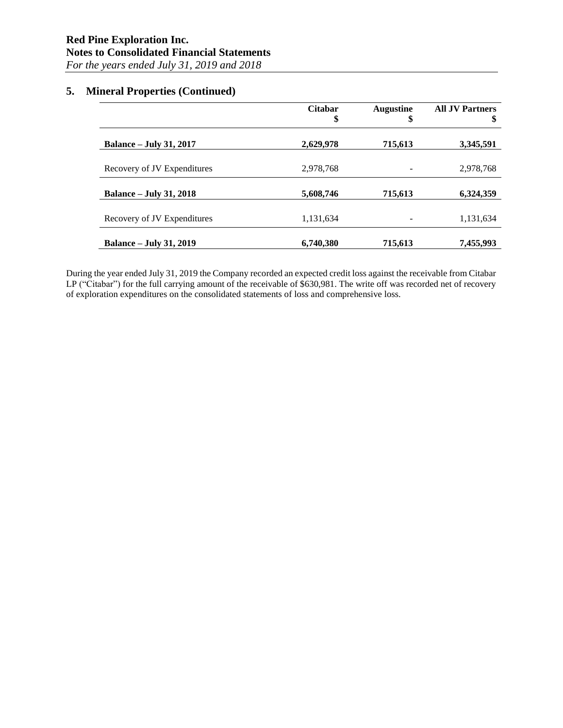## 5. Mineral Properties (Continued)

| | Citabar<br>$ | Augustine<br>$ | All JV Partners<br>$ |
|---|---|---|---|
| **Balance – July 31, 2017** | **2,629,978** | **715,613** | **3,345,591** |
| Recovery of JV Expenditures | 2,978,768 | - | 2,978,768 |
| **Balance – July 31, 2018** | **5,608,746** | **715,613** | **6,324,359** |
| Recovery of JV Expenditures | 1,131,634 | - | 1,131,634 |
| **Balance – July 31, 2019** | **6,740,380** | **715,613** | **7,455,993** |

During the year ended July 31, 2019 the Company recorded an expected credit loss against the receivable from Citabar LP ("Citabar") for the full carrying amount of the receivable of $630,981. The write off was recorded net of recovery of exploration expenditures on the consolidated statements of loss and comprehensive loss.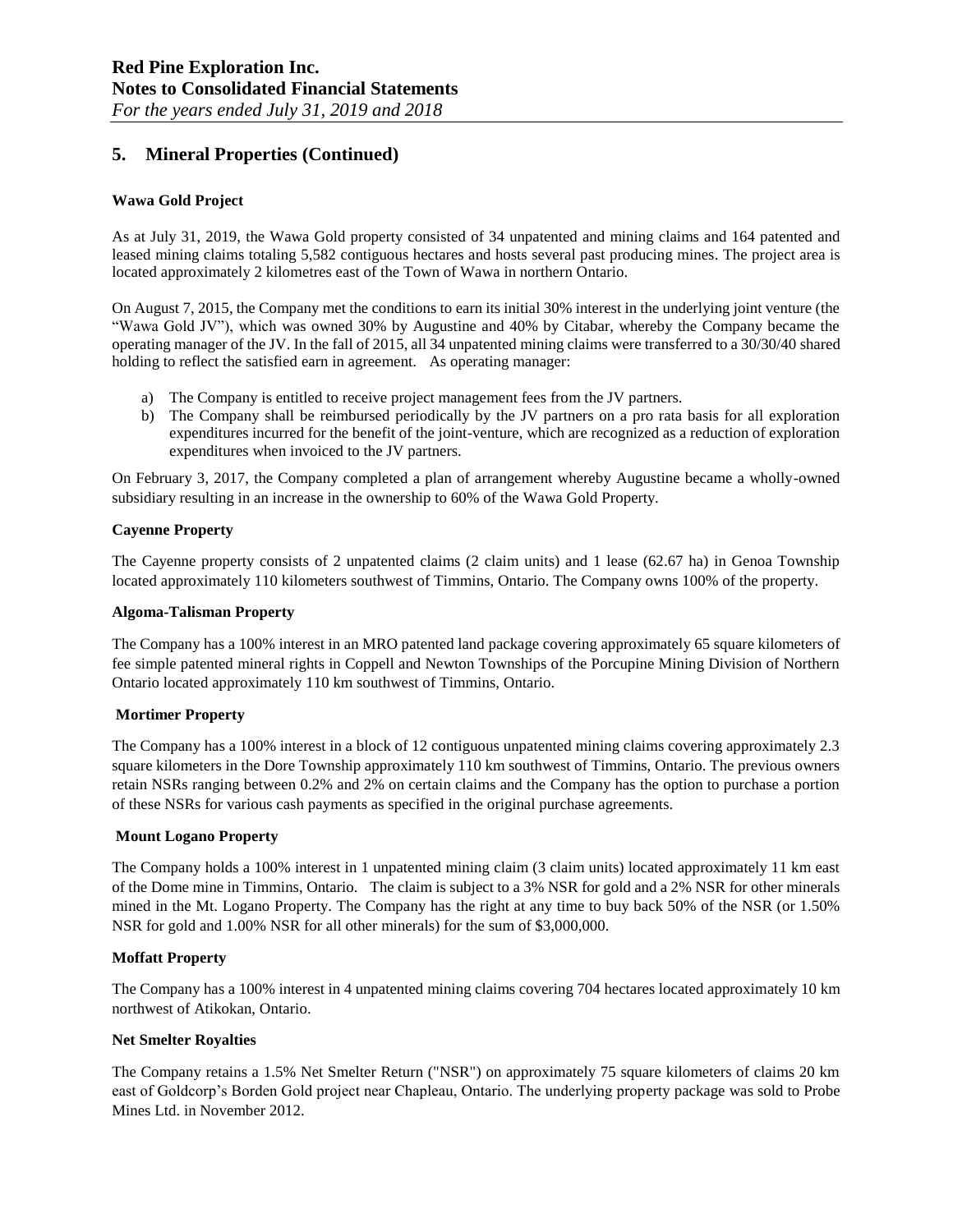## 5. Mineral Properties (Continued)

**Wawa Gold Project**

As at July 31, 2019, the Wawa Gold property consisted of 34 unpatented and mining claims and 164 patented and leased mining claims totaling 5,582 contiguous hectares and hosts several past producing mines. The project area is located approximately 2 kilometres east of the Town of Wawa in northern Ontario.

On August 7, 2015, the Company met the conditions to earn its initial 30% interest in the underlying joint venture (the "Wawa Gold JV"), which was owned 30% by Augustine and 40% by Citabar, whereby the Company became the operating manager of the JV. In the fall of 2015, all 34 unpatented mining claims were transferred to a 30/30/40 shared holding to reflect the satisfied earn in agreement. As operating manager:

a) The Company is entitled to receive project management fees from the JV partners.
b) The Company shall be reimbursed periodically by the JV partners on a pro rata basis for all exploration expenditures incurred for the benefit of the joint-venture, which are recognized as a reduction of exploration expenditures when invoiced to the JV partners.

On February 3, 2017, the Company completed a plan of arrangement whereby Augustine became a wholly-owned subsidiary resulting in an increase in the ownership to 60% of the Wawa Gold Property.

**Cayenne Property**

The Cayenne property consists of 2 unpatented claims (2 claim units) and 1 lease (62.67 ha) in Genoa Township located approximately 110 kilometers southwest of Timmins, Ontario. The Company owns 100% of the property.

**Algoma-Talisman Property**

The Company has a 100% interest in an MRO patented land package covering approximately 65 square kilometers of fee simple patented mineral rights in Coppell and Newton Townships of the Porcupine Mining Division of Northern Ontario located approximately 110 km southwest of Timmins, Ontario.

**Mortimer Property**

The Company has a 100% interest in a block of 12 contiguous unpatented mining claims covering approximately 2.3 square kilometers in the Dore Township approximately 110 km southwest of Timmins, Ontario. The previous owners retain NSRs ranging between 0.2% and 2% on certain claims and the Company has the option to purchase a portion of these NSRs for various cash payments as specified in the original purchase agreements.

**Mount Logano Property**

The Company holds a 100% interest in 1 unpatented mining claim (3 claim units) located approximately 11 km east of the Dome mine in Timmins, Ontario. The claim is subject to a 3% NSR for gold and a 2% NSR for other minerals mined in the Mt. Logano Property. The Company has the right at any time to buy back 50% of the NSR (or 1.50% NSR for gold and 1.00% NSR for all other minerals) for the sum of $3,000,000.

**Moffatt Property**

The Company has a 100% interest in 4 unpatented mining claims covering 704 hectares located approximately 10 km northwest of Atikokan, Ontario.

**Net Smelter Royalties**

The Company retains a 1.5% Net Smelter Return ("NSR") on approximately 75 square kilometers of claims 20 km east of Goldcorp's Borden Gold project near Chapleau, Ontario. The underlying property package was sold to Probe Mines Ltd. in November 2012.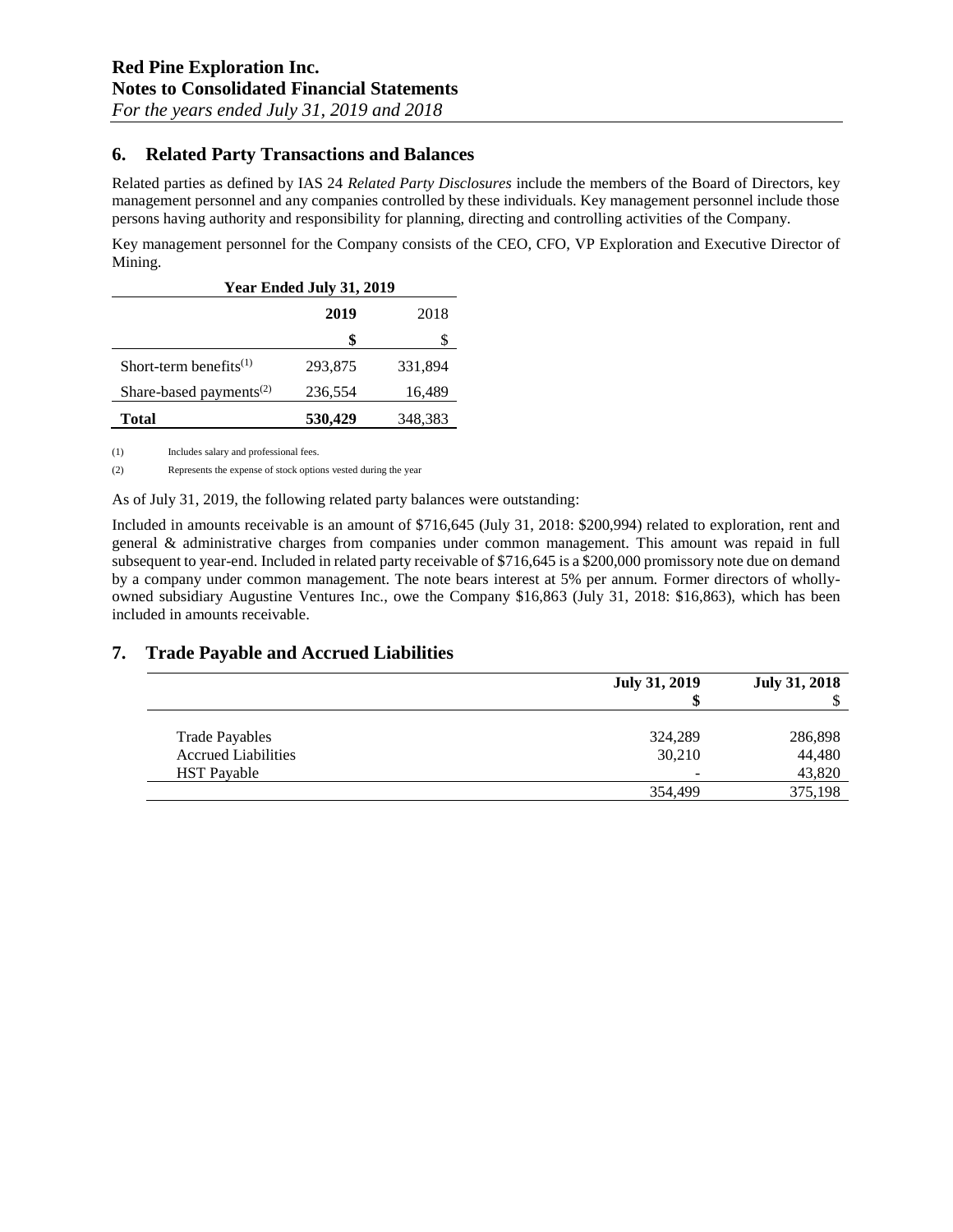## 6. Related Party Transactions and Balances

Related parties as defined by IAS 24 *Related Party Disclosures* include the members of the Board of Directors, key management personnel and any companies controlled by these individuals. Key management personnel include those persons having authority and responsibility for planning, directing and controlling activities of the Company.

Key management personnel for the Company consists of the CEO, CFO, VP Exploration and Executive Director of Mining.

| Year Ended July 31, 2019 | | |
|---|---|---|
| | **2019** | 2018 |
| | **$** | $ |
| Short-term benefits[(1)] | 293,875 | 331,894 |
| Share-based payments[(2)] | 236,554 | 16,489 |
| **Total** | **530,429** | 348,383 |

(1) Includes salary and professional fees.

(2) Represents the expense of stock options vested during the year

As of July 31, 2019, the following related party balances were outstanding:

Included in amounts receivable is an amount of $716,645 (July 31, 2018: $200,994) related to exploration, rent and general & administrative charges from companies under common management. This amount was repaid in full subsequent to year-end. Included in related party receivable of $716,645 is a $200,000 promissory note due on demand by a company under common management. The note bears interest at 5% per annum. Former directors of wholly-owned subsidiary Augustine Ventures Inc., owe the Company $16,863 (July 31, 2018: $16,863), which has been included in amounts receivable.

## 7. Trade Payable and Accrued Liabilities

| | July 31, 2019 | July 31, 2018 |
|---|---|---|
| | $ | $ |
| Trade Payables | 324,289 | 286,898 |
| Accrued Liabilities | 30,210 | 44,480 |
| HST Payable | - | 43,820 |
| | 354,499 | 375,198 |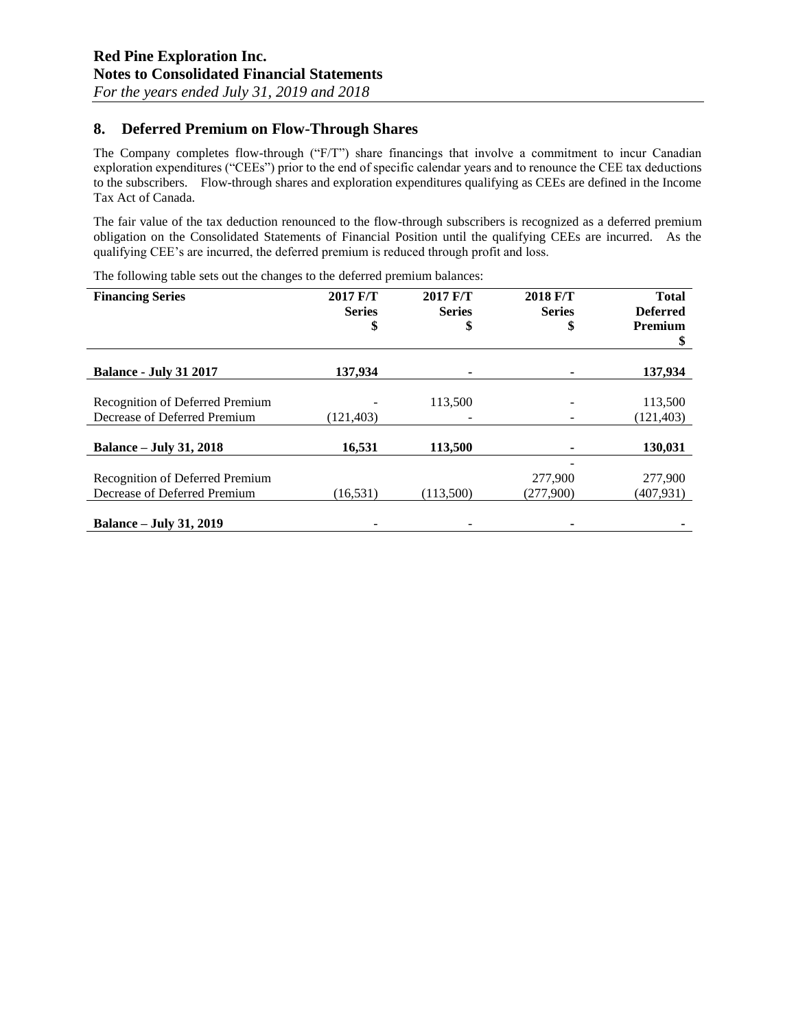## 8. Deferred Premium on Flow-Through Shares

The Company completes flow-through ("F/T") share financings that involve a commitment to incur Canadian exploration expenditures ("CEEs") prior to the end of specific calendar years and to renounce the CEE tax deductions to the subscribers. Flow-through shares and exploration expenditures qualifying as CEEs are defined in the Income Tax Act of Canada.

The fair value of the tax deduction renounced to the flow-through subscribers is recognized as a deferred premium obligation on the Consolidated Statements of Financial Position until the qualifying CEEs are incurred. As the qualifying CEE's are incurred, the deferred premium is reduced through profit and loss.

The following table sets out the changes to the deferred premium balances:

| Financing Series | 2017 F/T Series $ | 2017 F/T Series $ | 2018 F/T Series $ | Total Deferred Premium $ |
|---|---|---|---|---|
| **Balance - July 31 2017** | **137,934** | **-** | **-** | **137,934** |
| Recognition of Deferred Premium | - | 113,500 | - | 113,500 |
| Decrease of Deferred Premium | (121,403) | - | - | (121,403) |
| **Balance – July 31, 2018** | **16,531** | **113,500** | **-** | **130,031** |
| Recognition of Deferred Premium | | | 277,900 | 277,900 |
| Decrease of Deferred Premium | (16,531) | (113,500) | (277,900) | (407,931) |
| **Balance – July 31, 2019** | - | - | **-** | **-** |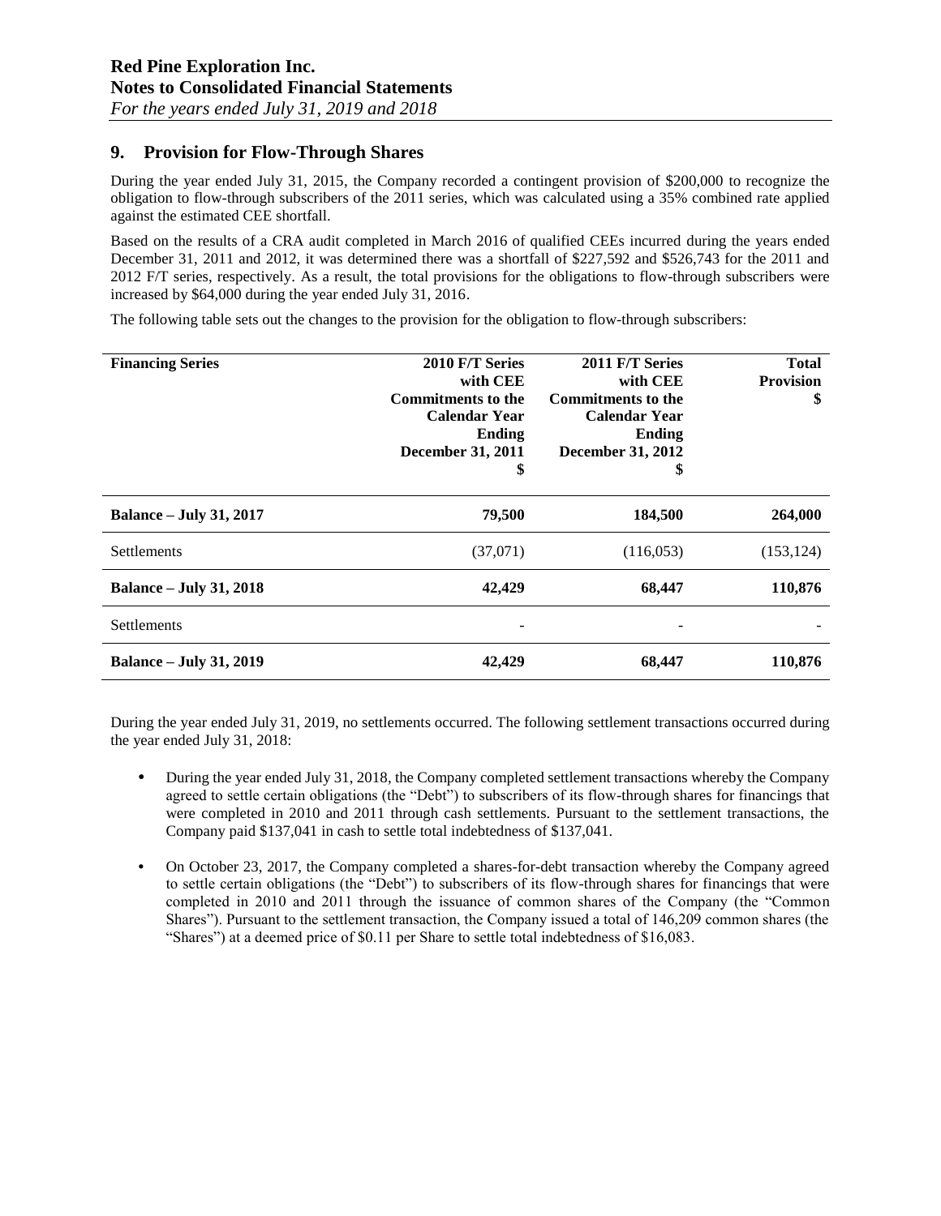## 9. Provision for Flow-Through Shares

During the year ended July 31, 2015, the Company recorded a contingent provision of $200,000 to recognize the obligation to flow-through subscribers of the 2011 series, which was calculated using a 35% combined rate applied against the estimated CEE shortfall.

Based on the results of a CRA audit completed in March 2016 of qualified CEEs incurred during the years ended December 31, 2011 and 2012, it was determined there was a shortfall of $227,592 and $526,743 for the 2011 and 2012 F/T series, respectively. As a result, the total provisions for the obligations to flow-through subscribers were increased by $64,000 during the year ended July 31, 2016.

The following table sets out the changes to the provision for the obligation to flow-through subscribers:

| Financing Series | 2010 F/T Series with CEE Commitments to the Calendar Year Ending December 31, 2011 $ | 2011 F/T Series with CEE Commitments to the Calendar Year Ending December 31, 2012 $ | Total Provision $ |
|---|---|---|---|
| **Balance – July 31, 2017** | **79,500** | **184,500** | **264,000** |
| Settlements | (37,071) | (116,053) | (153,124) |
| **Balance – July 31, 2018** | **42,429** | **68,447** | **110,876** |
| Settlements | - | - | - |
| **Balance – July 31, 2019** | **42,429** | **68,447** | **110,876** |

During the year ended July 31, 2019, no settlements occurred. The following settlement transactions occurred during the year ended July 31, 2018:

- During the year ended July 31, 2018, the Company completed settlement transactions whereby the Company agreed to settle certain obligations (the "Debt") to subscribers of its flow-through shares for financings that were completed in 2010 and 2011 through cash settlements. Pursuant to the settlement transactions, the Company paid $137,041 in cash to settle total indebtedness of $137,041.
- On October 23, 2017, the Company completed a shares-for-debt transaction whereby the Company agreed to settle certain obligations (the "Debt") to subscribers of its flow-through shares for financings that were completed in 2010 and 2011 through the issuance of common shares of the Company (the "Common Shares"). Pursuant to the settlement transaction, the Company issued a total of 146,209 common shares (the "Shares") at a deemed price of $0.11 per Share to settle total indebtedness of $16,083.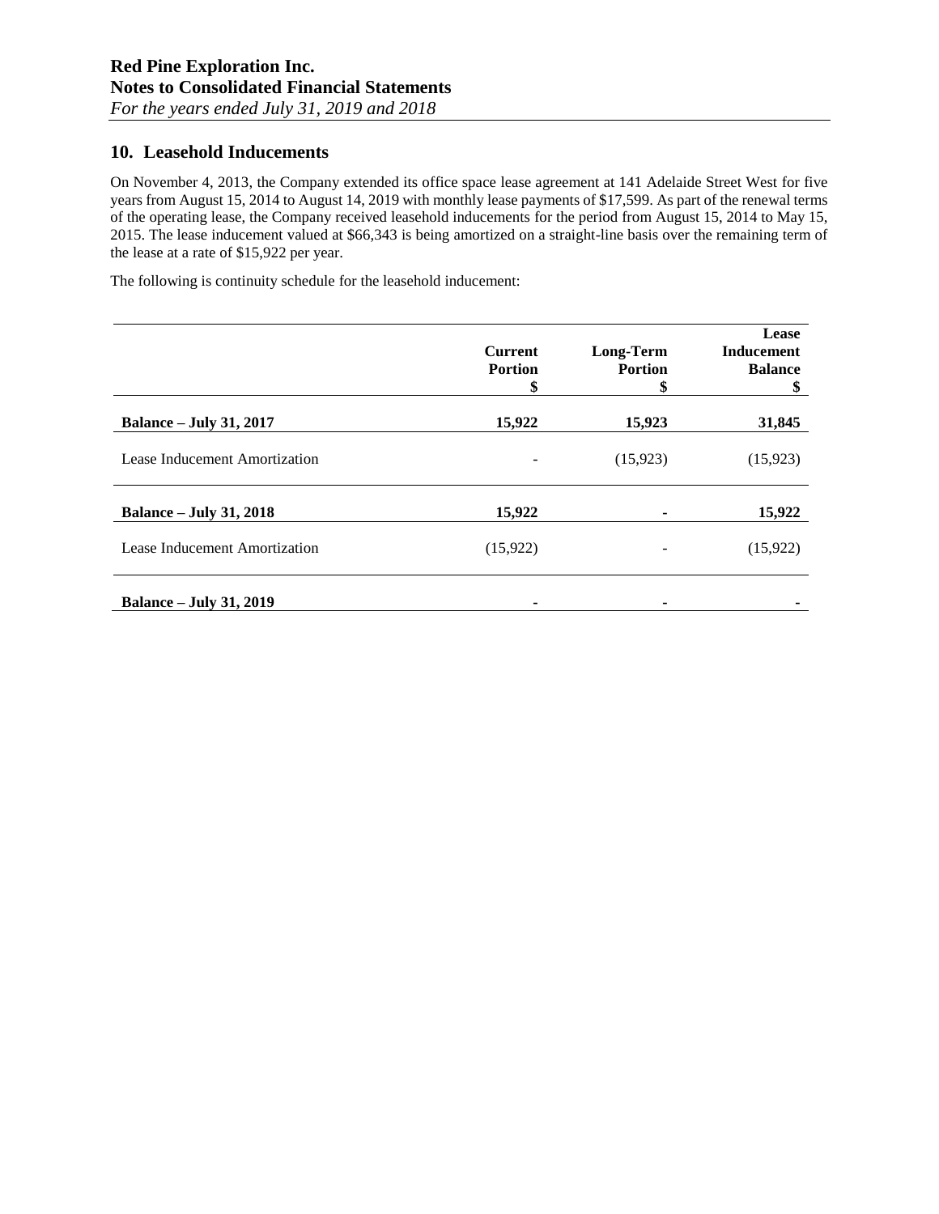## 10. Leasehold Inducements

On November 4, 2013, the Company extended its office space lease agreement at 141 Adelaide Street West for five years from August 15, 2014 to August 14, 2019 with monthly lease payments of $17,599. As part of the renewal terms of the operating lease, the Company received leasehold inducements for the period from August 15, 2014 to May 15, 2015. The lease inducement valued at $66,343 is being amortized on a straight-line basis over the remaining term of the lease at a rate of $15,922 per year.

The following is continuity schedule for the leasehold inducement:

| | Current Portion<br>$ | Long-Term Portion<br>$ | Lease Inducement Balance<br>$ |
|---|---|---|---|
| **Balance – July 31, 2017** | **15,922** | **15,923** | **31,845** |
| Lease Inducement Amortization | - | (15,923) | (15,923) |
| **Balance – July 31, 2018** | **15,922** | **-** | **15,922** |
| Lease Inducement Amortization | (15,922) | - | (15,922) |
| **Balance – July 31, 2019** | **-** | **-** | **-** |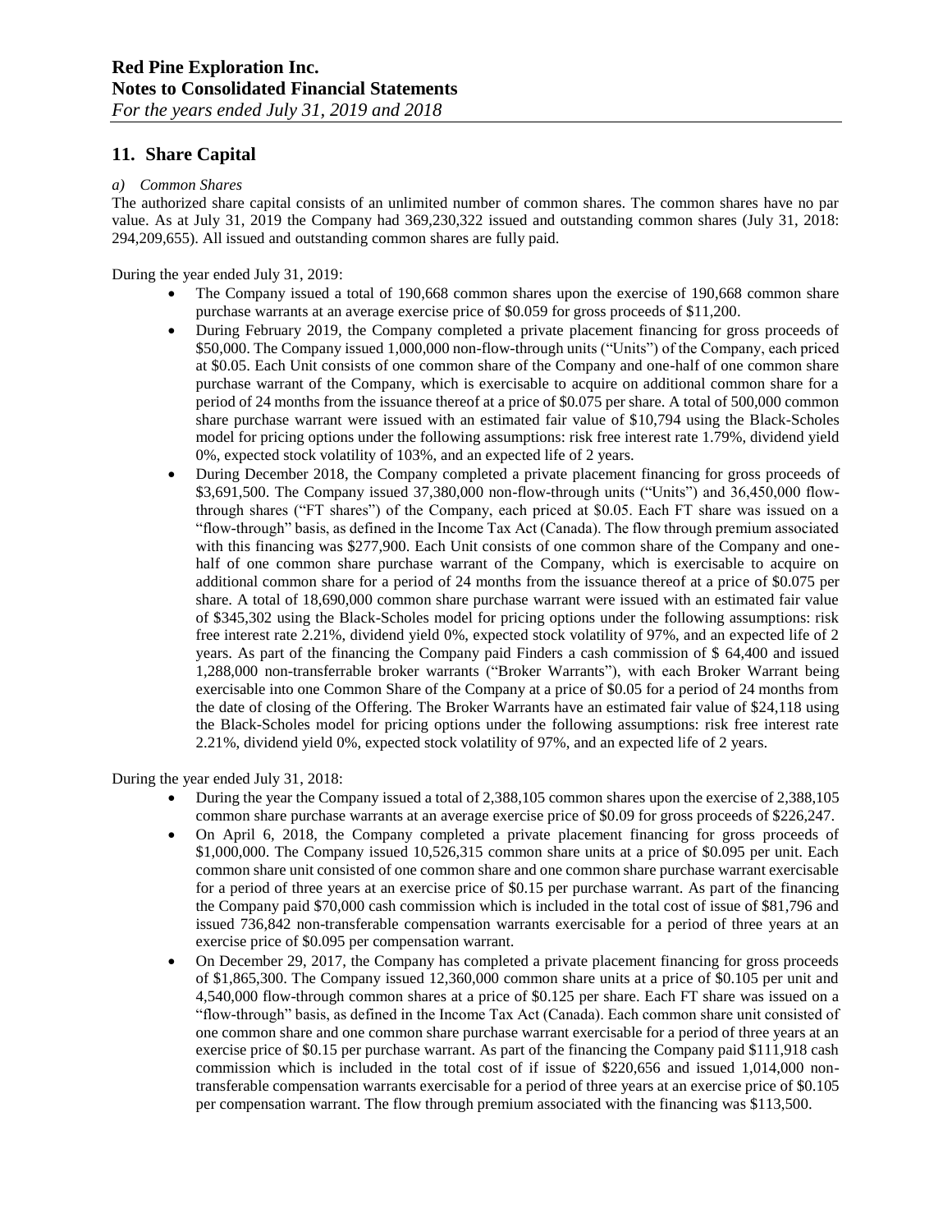## 11. Share Capital

*a) Common Shares*

The authorized share capital consists of an unlimited number of common shares. The common shares have no par value. As at July 31, 2019 the Company had 369,230,322 issued and outstanding common shares (July 31, 2018: 294,209,655). All issued and outstanding common shares are fully paid.

During the year ended July 31, 2019:

- The Company issued a total of 190,668 common shares upon the exercise of 190,668 common share purchase warrants at an average exercise price of $0.059 for gross proceeds of $11,200.
- During February 2019, the Company completed a private placement financing for gross proceeds of $50,000. The Company issued 1,000,000 non-flow-through units ("Units") of the Company, each priced at $0.05. Each Unit consists of one common share of the Company and one-half of one common share purchase warrant of the Company, which is exercisable to acquire on additional common share for a period of 24 months from the issuance thereof at a price of $0.075 per share. A total of 500,000 common share purchase warrant were issued with an estimated fair value of $10,794 using the Black-Scholes model for pricing options under the following assumptions: risk free interest rate 1.79%, dividend yield 0%, expected stock volatility of 103%, and an expected life of 2 years.
- During December 2018, the Company completed a private placement financing for gross proceeds of $3,691,500. The Company issued 37,380,000 non-flow-through units ("Units") and 36,450,000 flow-through shares ("FT shares") of the Company, each priced at $0.05. Each FT share was issued on a "flow-through" basis, as defined in the Income Tax Act (Canada). The flow through premium associated with this financing was $277,900. Each Unit consists of one common share of the Company and one-half of one common share purchase warrant of the Company, which is exercisable to acquire on additional common share for a period of 24 months from the issuance thereof at a price of $0.075 per share. A total of 18,690,000 common share purchase warrant were issued with an estimated fair value of $345,302 using the Black-Scholes model for pricing options under the following assumptions: risk free interest rate 2.21%, dividend yield 0%, expected stock volatility of 97%, and an expected life of 2 years. As part of the financing the Company paid Finders a cash commission of $ 64,400 and issued 1,288,000 non-transferrable broker warrants ("Broker Warrants"), with each Broker Warrant being exercisable into one Common Share of the Company at a price of $0.05 for a period of 24 months from the date of closing of the Offering. The Broker Warrants have an estimated fair value of $24,118 using the Black-Scholes model for pricing options under the following assumptions: risk free interest rate 2.21%, dividend yield 0%, expected stock volatility of 97%, and an expected life of 2 years.

During the year ended July 31, 2018:

- During the year the Company issued a total of 2,388,105 common shares upon the exercise of 2,388,105 common share purchase warrants at an average exercise price of $0.09 for gross proceeds of $226,247.
- On April 6, 2018, the Company completed a private placement financing for gross proceeds of $1,000,000. The Company issued 10,526,315 common share units at a price of $0.095 per unit. Each common share unit consisted of one common share and one common share purchase warrant exercisable for a period of three years at an exercise price of $0.15 per purchase warrant. As part of the financing the Company paid $70,000 cash commission which is included in the total cost of issue of $81,796 and issued 736,842 non-transferable compensation warrants exercisable for a period of three years at an exercise price of $0.095 per compensation warrant.
- On December 29, 2017, the Company has completed a private placement financing for gross proceeds of $1,865,300. The Company issued 12,360,000 common share units at a price of $0.105 per unit and 4,540,000 flow-through common shares at a price of $0.125 per share. Each FT share was issued on a "flow-through" basis, as defined in the Income Tax Act (Canada). Each common share unit consisted of one common share and one common share purchase warrant exercisable for a period of three years at an exercise price of $0.15 per purchase warrant. As part of the financing the Company paid $111,918 cash commission which is included in the total cost of if issue of $220,656 and issued 1,014,000 non-transferable compensation warrants exercisable for a period of three years at an exercise price of $0.105 per compensation warrant. The flow through premium associated with the financing was $113,500.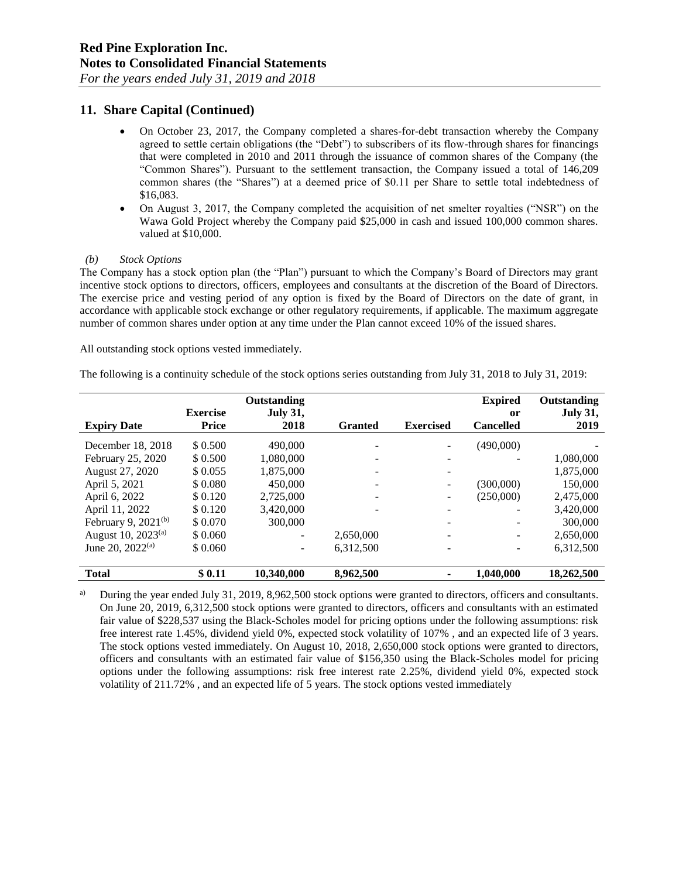## 11. Share Capital (Continued)

- On October 23, 2017, the Company completed a shares-for-debt transaction whereby the Company agreed to settle certain obligations (the "Debt") to subscribers of its flow-through shares for financings that were completed in 2010 and 2011 through the issuance of common shares of the Company (the "Common Shares"). Pursuant to the settlement transaction, the Company issued a total of 146,209 common shares (the "Shares") at a deemed price of $0.11 per Share to settle total indebtedness of $16,083.
- On August 3, 2017, the Company completed the acquisition of net smelter royalties ("NSR") on the Wawa Gold Project whereby the Company paid $25,000 in cash and issued 100,000 common shares. valued at $10,000.

*(b) Stock Options*

The Company has a stock option plan (the "Plan") pursuant to which the Company's Board of Directors may grant incentive stock options to directors, officers, employees and consultants at the discretion of the Board of Directors. The exercise price and vesting period of any option is fixed by the Board of Directors on the date of grant, in accordance with applicable stock exchange or other regulatory requirements, if applicable. The maximum aggregate number of common shares under option at any time under the Plan cannot exceed 10% of the issued shares.

All outstanding stock options vested immediately.

The following is a continuity schedule of the stock options series outstanding from July 31, 2018 to July 31, 2019:

| Expiry Date | Exercise Price | Outstanding July 31, 2018 | Granted | Exercised | Expired or Cancelled | Outstanding July 31, 2019 |
|---|---|---|---|---|---|---|
| December 18, 2018 | $ 0.500 | 490,000 | - | - | (490,000) | - |
| February 25, 2020 | $ 0.500 | 1,080,000 | - | - | - | 1,080,000 |
| August 27, 2020 | $ 0.055 | 1,875,000 | - | - | | 1,875,000 |
| April 5, 2021 | $ 0.080 | 450,000 | - | - | (300,000) | 150,000 |
| April 6, 2022 | $ 0.120 | 2,725,000 | - | - | (250,000) | 2,475,000 |
| April 11, 2022 | $ 0.120 | 3,420,000 | - | - | - | 3,420,000 |
| February 9, 2021[(b)] | $ 0.070 | 300,000 | | - | - | 300,000 |
| August 10, 2023[(a)] | $ 0.060 | - | 2,650,000 | - | - | 2,650,000 |
| June 20, 2022[(a)] | $ 0.060 | - | 6,312,500 | - | - | 6,312,500 |
| **Total** | **$ 0.11** | **10,340,000** | **8,962,500** | **-** | **1,040,000** | **18,262,500** |

a) During the year ended July 31, 2019, 8,962,500 stock options were granted to directors, officers and consultants. On June 20, 2019, 6,312,500 stock options were granted to directors, officers and consultants with an estimated fair value of $228,537 using the Black-Scholes model for pricing options under the following assumptions: risk free interest rate 1.45%, dividend yield 0%, expected stock volatility of 107% , and an expected life of 3 years. The stock options vested immediately. On August 10, 2018, 2,650,000 stock options were granted to directors, officers and consultants with an estimated fair value of $156,350 using the Black-Scholes model for pricing options under the following assumptions: risk free interest rate 2.25%, dividend yield 0%, expected stock volatility of 211.72% , and an expected life of 5 years. The stock options vested immediately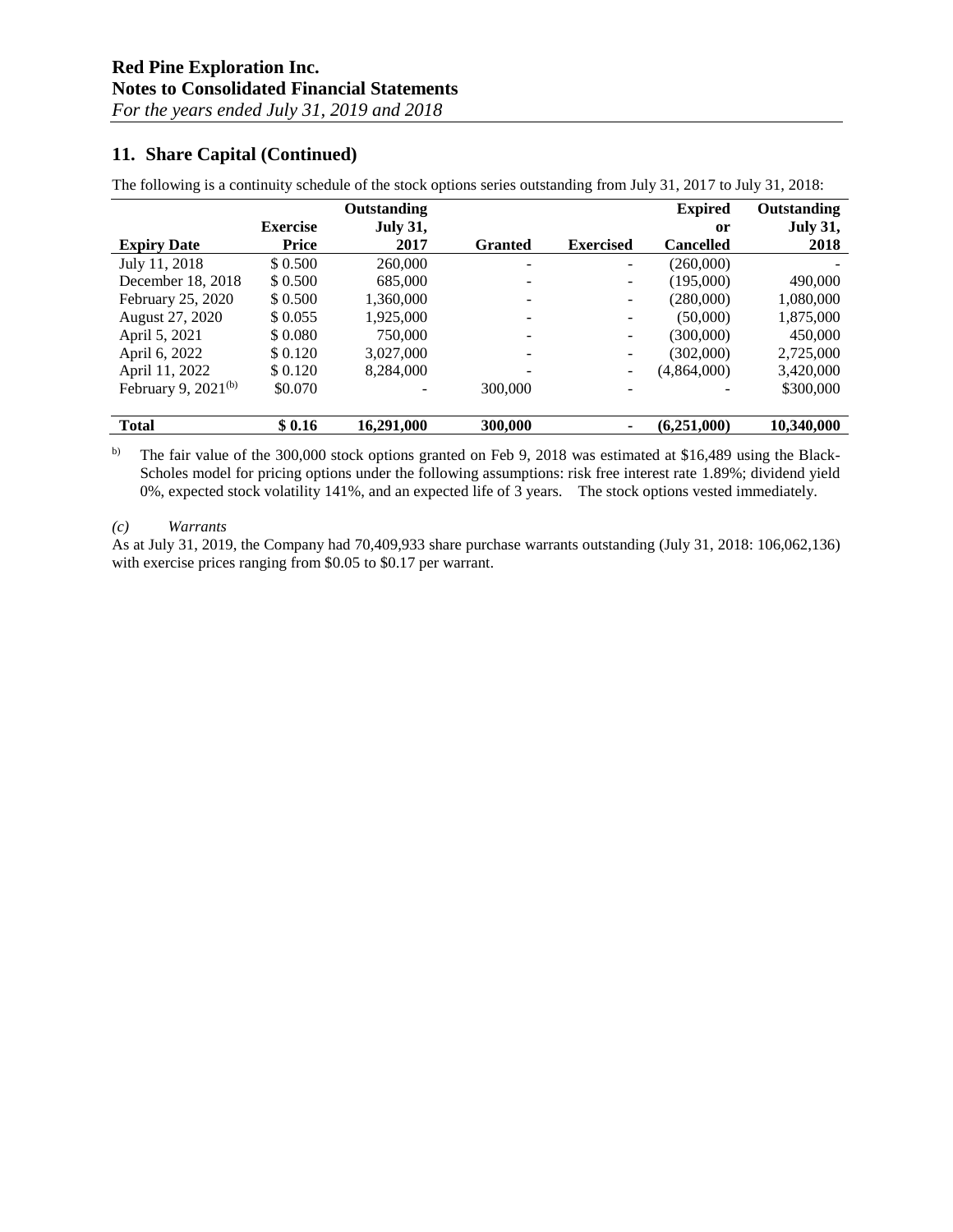## 11. Share Capital (Continued)

The following is a continuity schedule of the stock options series outstanding from July 31, 2017 to July 31, 2018:

| Expiry Date | Exercise Price | Outstanding July 31, 2017 | Granted | Exercised | Expired or Cancelled | Outstanding July 31, 2018 |
|---|---|---|---|---|---|---|
| July 11, 2018 | $ 0.500 | 260,000 | - | - | (260,000) | - |
| December 18, 2018 | $ 0.500 | 685,000 | - | - | (195,000) | 490,000 |
| February 25, 2020 | $ 0.500 | 1,360,000 | - | - | (280,000) | 1,080,000 |
| August 27, 2020 | $ 0.055 | 1,925,000 | - | - | (50,000) | 1,875,000 |
| April 5, 2021 | $ 0.080 | 750,000 | - | - | (300,000) | 450,000 |
| April 6, 2022 | $ 0.120 | 3,027,000 | - | - | (302,000) | 2,725,000 |
| April 11, 2022 | $ 0.120 | 8,284,000 | - | - | (4,864,000) | 3,420,000 |
| February 9, 2021[(b)] | $0.070 | - | 300,000 | - | - | $300,000 |
| **Total** | **$ 0.16** | **16,291,000** | **300,000** | **-** | **(6,251,000)** | **10,340,000** |

[b)] The fair value of the 300,000 stock options granted on Feb 9, 2018 was estimated at $16,489 using the Black-Scholes model for pricing options under the following assumptions: risk free interest rate 1.89%; dividend yield 0%, expected stock volatility 141%, and an expected life of 3 years. The stock options vested immediately.

*(c) Warrants*

As at July 31, 2019, the Company had 70,409,933 share purchase warrants outstanding (July 31, 2018: 106,062,136) with exercise prices ranging from $0.05 to $0.17 per warrant.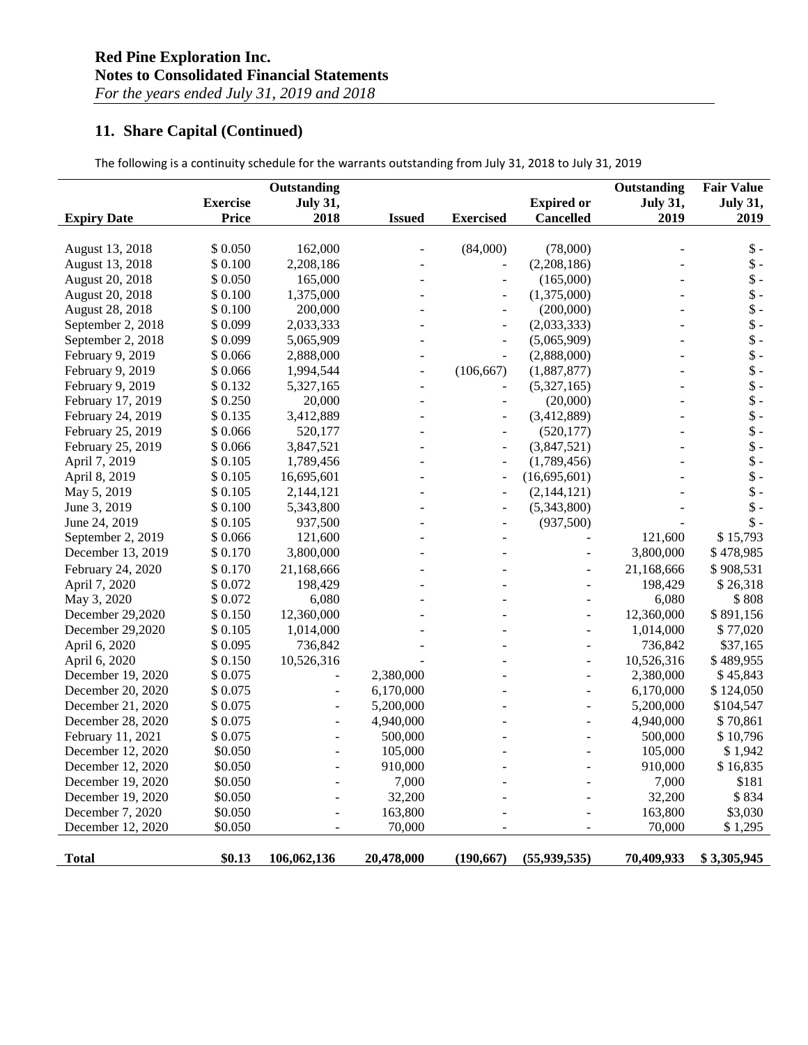## 11. Share Capital (Continued)

The following is a continuity schedule for the warrants outstanding from July 31, 2018 to July 31, 2019

| Expiry Date | Exercise Price | Outstanding July 31, 2018 | Issued | Exercised | Expired or Cancelled | Outstanding July 31, 2019 | Fair Value July 31, 2019 |
|---|---|---|---|---|---|---|---|
| August 13, 2018 | $ 0.050 | 162,000 | - | (84,000) | (78,000) | - | $ - |
| August 13, 2018 | $ 0.100 | 2,208,186 | - | - | (2,208,186) | - | $ - |
| August 20, 2018 | $ 0.050 | 165,000 | - | - | (165,000) | - | $ - |
| August 20, 2018 | $ 0.100 | 1,375,000 | - | - | (1,375,000) | - | $ - |
| August 28, 2018 | $ 0.100 | 200,000 | - | - | (200,000) | - | $ - |
| September 2, 2018 | $ 0.099 | 2,033,333 | - | - | (2,033,333) | - | $ - |
| September 2, 2018 | $ 0.099 | 5,065,909 | - | - | (5,065,909) | - | $ - |
| February 9, 2019 | $ 0.066 | 2,888,000 | - | - | (2,888,000) | - | $ - |
| February 9, 2019 | $ 0.066 | 1,994,544 | - | (106,667) | (1,887,877) | - | $ - |
| February 9, 2019 | $ 0.132 | 5,327,165 | - | - | (5,327,165) | - | $ - |
| February 17, 2019 | $ 0.250 | 20,000 | - | - | (20,000) | - | $ - |
| February 24, 2019 | $ 0.135 | 3,412,889 | - | - | (3,412,889) | - | $ - |
| February 25, 2019 | $ 0.066 | 520,177 | - | - | (520,177) | - | $ - |
| February 25, 2019 | $ 0.066 | 3,847,521 | - | - | (3,847,521) | - | $ - |
| April 7, 2019 | $ 0.105 | 1,789,456 | - | - | (1,789,456) | - | $ - |
| April 8, 2019 | $ 0.105 | 16,695,601 | - | - | (16,695,601) | - | $ - |
| May 5, 2019 | $ 0.105 | 2,144,121 | - | - | (2,144,121) | - | $ - |
| June 3, 2019 | $ 0.100 | 5,343,800 | - | - | (5,343,800) | - | $ - |
| June 24, 2019 | $ 0.105 | 937,500 | - | - | (937,500) | - | $ - |
| September 2, 2019 | $ 0.066 | 121,600 | - | - | - | 121,600 | $ 15,793 |
| December 13, 2019 | $ 0.170 | 3,800,000 | - | - | - | 3,800,000 | $ 478,985 |
| February 24, 2020 | $ 0.170 | 21,168,666 | - | - | - | 21,168,666 | $ 908,531 |
| April 7, 2020 | $ 0.072 | 198,429 | - | - | - | 198,429 | $ 26,318 |
| May 3, 2020 | $ 0.072 | 6,080 | - | - | - | 6,080 | $ 808 |
| December 29,2020 | $ 0.150 | 12,360,000 | - | - | - | 12,360,000 | $ 891,156 |
| December 29,2020 | $ 0.105 | 1,014,000 | - | - | - | 1,014,000 | $ 77,020 |
| April 6, 2020 | $ 0.095 | 736,842 | - | - | - | 736,842 | $37,165 |
| April 6, 2020 | $ 0.150 | 10,526,316 | - | - | - | 10,526,316 | $ 489,955 |
| December 19, 2020 | $ 0.075 | - | 2,380,000 | - | - | 2,380,000 | $ 45,843 |
| December 20, 2020 | $ 0.075 | - | 6,170,000 | - | - | 6,170,000 | $ 124,050 |
| December 21, 2020 | $ 0.075 | - | 5,200,000 | - | - | 5,200,000 | $104,547 |
| December 28, 2020 | $ 0.075 | - | 4,940,000 | - | - | 4,940,000 | $ 70,861 |
| February 11, 2021 | $ 0.075 | - | 500,000 | - | - | 500,000 | $ 10,796 |
| December 12, 2020 | $0.050 | - | 105,000 | - | - | 105,000 | $ 1,942 |
| December 12, 2020 | $0.050 | - | 910,000 | - | - | 910,000 | $ 16,835 |
| December 19, 2020 | $0.050 | - | 7,000 | - | - | 7,000 | $181 |
| December 19, 2020 | $0.050 | - | 32,200 | - | - | 32,200 | $ 834 |
| December 7, 2020 | $0.050 | - | 163,800 | - | - | 163,800 | $3,030 |
| December 12, 2020 | $0.050 | - | 70,000 | - | - | 70,000 | $ 1,295 |
| **Total** | **$0.13** | **106,062,136** | **20,478,000** | **(190,667)** | **(55,939,535)** | **70,409,933** | **$ 3,305,945** |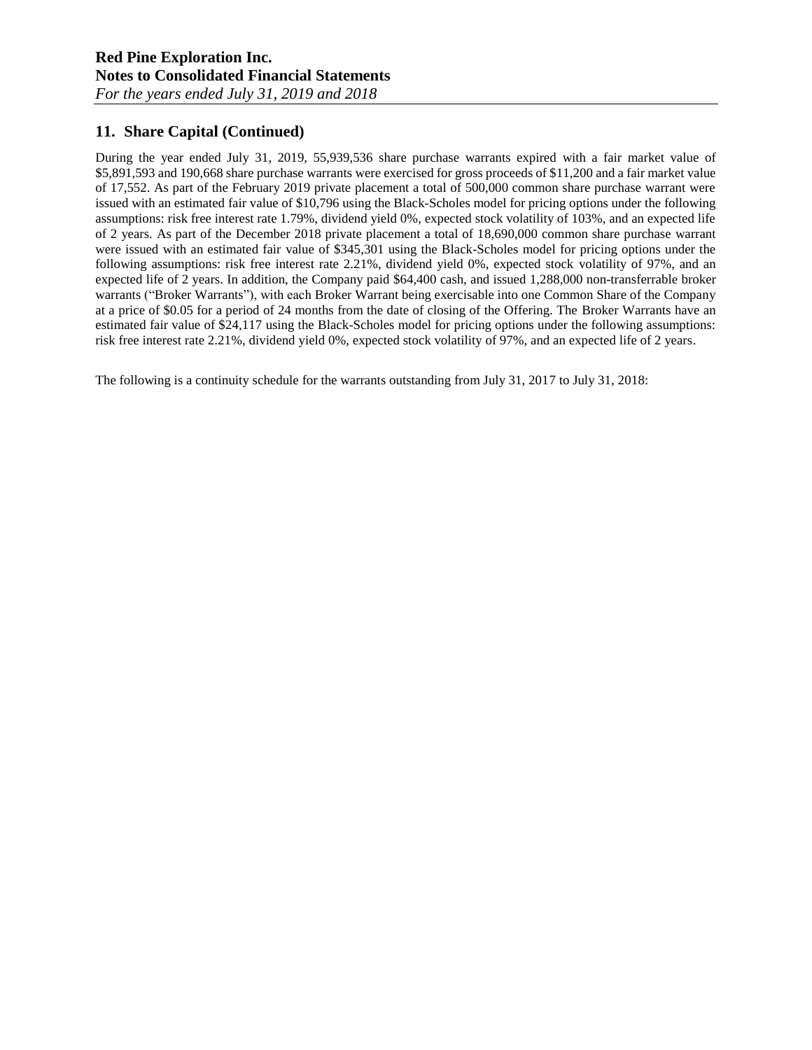## 11. Share Capital (Continued)

During the year ended July 31, 2019, 55,939,536 share purchase warrants expired with a fair market value of $5,891,593 and 190,668 share purchase warrants were exercised for gross proceeds of $11,200 and a fair market value of 17,552. As part of the February 2019 private placement a total of 500,000 common share purchase warrant were issued with an estimated fair value of $10,796 using the Black-Scholes model for pricing options under the following assumptions: risk free interest rate 1.79%, dividend yield 0%, expected stock volatility of 103%, and an expected life of 2 years. As part of the December 2018 private placement a total of 18,690,000 common share purchase warrant were issued with an estimated fair value of $345,301 using the Black-Scholes model for pricing options under the following assumptions: risk free interest rate 2.21%, dividend yield 0%, expected stock volatility of 97%, and an expected life of 2 years. In addition, the Company paid $64,400 cash, and issued 1,288,000 non-transferrable broker warrants ("Broker Warrants"), with each Broker Warrant being exercisable into one Common Share of the Company at a price of $0.05 for a period of 24 months from the date of closing of the Offering. The Broker Warrants have an estimated fair value of $24,117 using the Black-Scholes model for pricing options under the following assumptions: risk free interest rate 2.21%, dividend yield 0%, expected stock volatility of 97%, and an expected life of 2 years.

The following is a continuity schedule for the warrants outstanding from July 31, 2017 to July 31, 2018: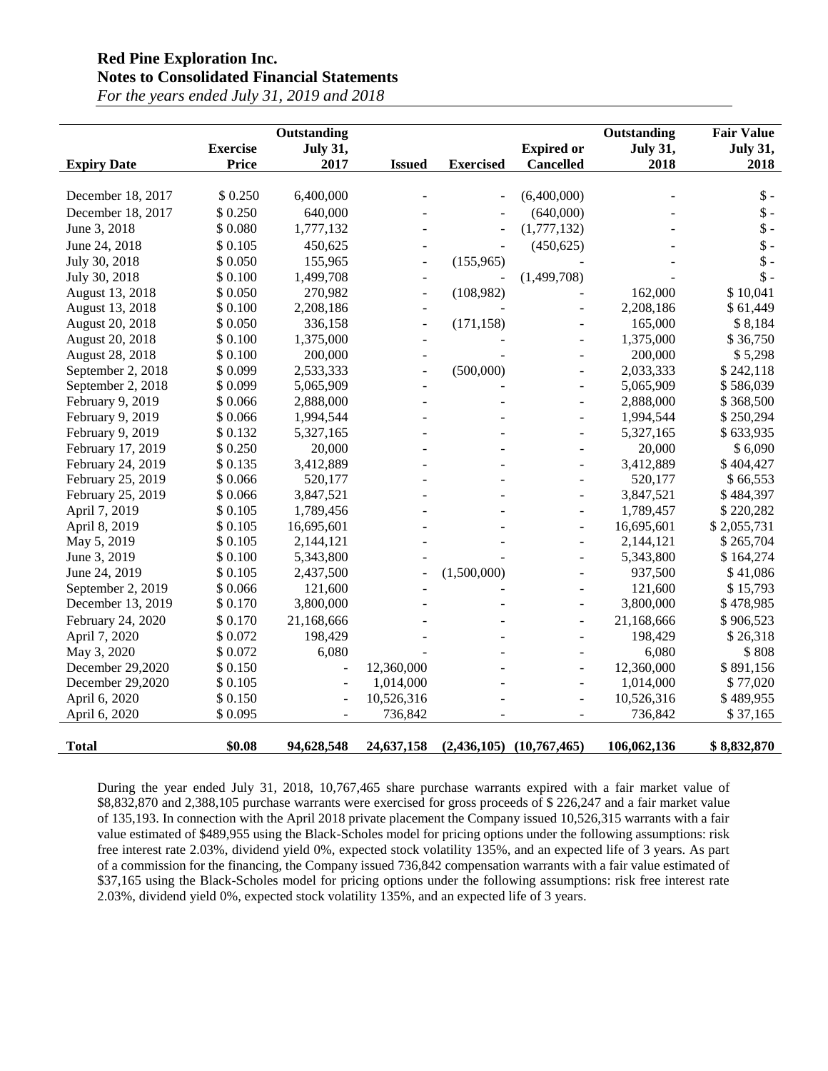**Red Pine Exploration Inc.**
**Notes to Consolidated Financial Statements**
*For the years ended July 31, 2019 and 2018*

| Expiry Date | Exercise Price | Outstanding July 31, 2017 | Issued | Exercised | Expired or Cancelled | Outstanding July 31, 2018 | Fair Value July 31, 2018 |
|---|---|---|---|---|---|---|---|
| December 18, 2017 | $ 0.250 | 6,400,000 | - | - | (6,400,000) | - | $ - |
| December 18, 2017 | $ 0.250 | 640,000 | - | - | (640,000) | - | $ - |
| June 3, 2018 | $ 0.080 | 1,777,132 | - | - | (1,777,132) | - | $ - |
| June 24, 2018 | $ 0.105 | 450,625 | - | - | (450,625) | - | $ - |
| July 30, 2018 | $ 0.050 | 155,965 | - | (155,965) | - | - | $ - |
| July 30, 2018 | $ 0.100 | 1,499,708 | - | - | (1,499,708) | - | $ - |
| August 13, 2018 | $ 0.050 | 270,982 | - | (108,982) | - | 162,000 | $ 10,041 |
| August 13, 2018 | $ 0.100 | 2,208,186 | - | - | - | 2,208,186 | $ 61,449 |
| August 20, 2018 | $ 0.050 | 336,158 | - | (171,158) | - | 165,000 | $ 8,184 |
| August 20, 2018 | $ 0.100 | 1,375,000 | - | - | - | 1,375,000 | $ 36,750 |
| August 28, 2018 | $ 0.100 | 200,000 | - | - | - | 200,000 | $ 5,298 |
| September 2, 2018 | $ 0.099 | 2,533,333 | - | (500,000) | - | 2,033,333 | $ 242,118 |
| September 2, 2018 | $ 0.099 | 5,065,909 | - | - | - | 5,065,909 | $ 586,039 |
| February 9, 2019 | $ 0.066 | 2,888,000 | - | - | - | 2,888,000 | $ 368,500 |
| February 9, 2019 | $ 0.066 | 1,994,544 | - | - | - | 1,994,544 | $ 250,294 |
| February 9, 2019 | $ 0.132 | 5,327,165 | - | - | - | 5,327,165 | $ 633,935 |
| February 17, 2019 | $ 0.250 | 20,000 | - | - | - | 20,000 | $ 6,090 |
| February 24, 2019 | $ 0.135 | 3,412,889 | - | - | - | 3,412,889 | $ 404,427 |
| February 25, 2019 | $ 0.066 | 520,177 | - | - | - | 520,177 | $ 66,553 |
| February 25, 2019 | $ 0.066 | 3,847,521 | - | - | - | 3,847,521 | $ 484,397 |
| April 7, 2019 | $ 0.105 | 1,789,456 | - | - | - | 1,789,457 | $ 220,282 |
| April 8, 2019 | $ 0.105 | 16,695,601 | - | - | - | 16,695,601 | $ 2,055,731 |
| May 5, 2019 | $ 0.105 | 2,144,121 | - | - | - | 2,144,121 | $ 265,704 |
| June 3, 2019 | $ 0.100 | 5,343,800 | - | - | - | 5,343,800 | $ 164,274 |
| June 24, 2019 | $ 0.105 | 2,437,500 | - | (1,500,000) | - | 937,500 | $ 41,086 |
| September 2, 2019 | $ 0.066 | 121,600 | - | - | - | 121,600 | $ 15,793 |
| December 13, 2019 | $ 0.170 | 3,800,000 | - | - | - | 3,800,000 | $ 478,985 |
| February 24, 2020 | $ 0.170 | 21,168,666 | - | - | - | 21,168,666 | $ 906,523 |
| April 7, 2020 | $ 0.072 | 198,429 | - | - | - | 198,429 | $ 26,318 |
| May 3, 2020 | $ 0.072 | 6,080 | - | - | - | 6,080 | $ 808 |
| December 29,2020 | $ 0.150 | - | 12,360,000 | - | - | 12,360,000 | $ 891,156 |
| December 29,2020 | $ 0.105 | - | 1,014,000 | - | - | 1,014,000 | $ 77,020 |
| April 6, 2020 | $ 0.150 | - | 10,526,316 | - | - | 10,526,316 | $ 489,955 |
| April 6, 2020 | $ 0.095 | - | 736,842 | - | - | 736,842 | $ 37,165 |
| **Total** | **$0.08** | **94,628,548** | **24,637,158** | **(2,436,105)** | **(10,767,465)** | **106,062,136** | **$ 8,832,870** |

During the year ended July 31, 2018, 10,767,465 share purchase warrants expired with a fair market value of $8,832,870 and 2,388,105 purchase warrants were exercised for gross proceeds of $ 226,247 and a fair market value of 135,193. In connection with the April 2018 private placement the Company issued 10,526,315 warrants with a fair value estimated of $489,955 using the Black-Scholes model for pricing options under the following assumptions: risk free interest rate 2.03%, dividend yield 0%, expected stock volatility 135%, and an expected life of 3 years. As part of a commission for the financing, the Company issued 736,842 compensation warrants with a fair value estimated of $37,165 using the Black-Scholes model for pricing options under the following assumptions: risk free interest rate 2.03%, dividend yield 0%, expected stock volatility 135%, and an expected life of 3 years.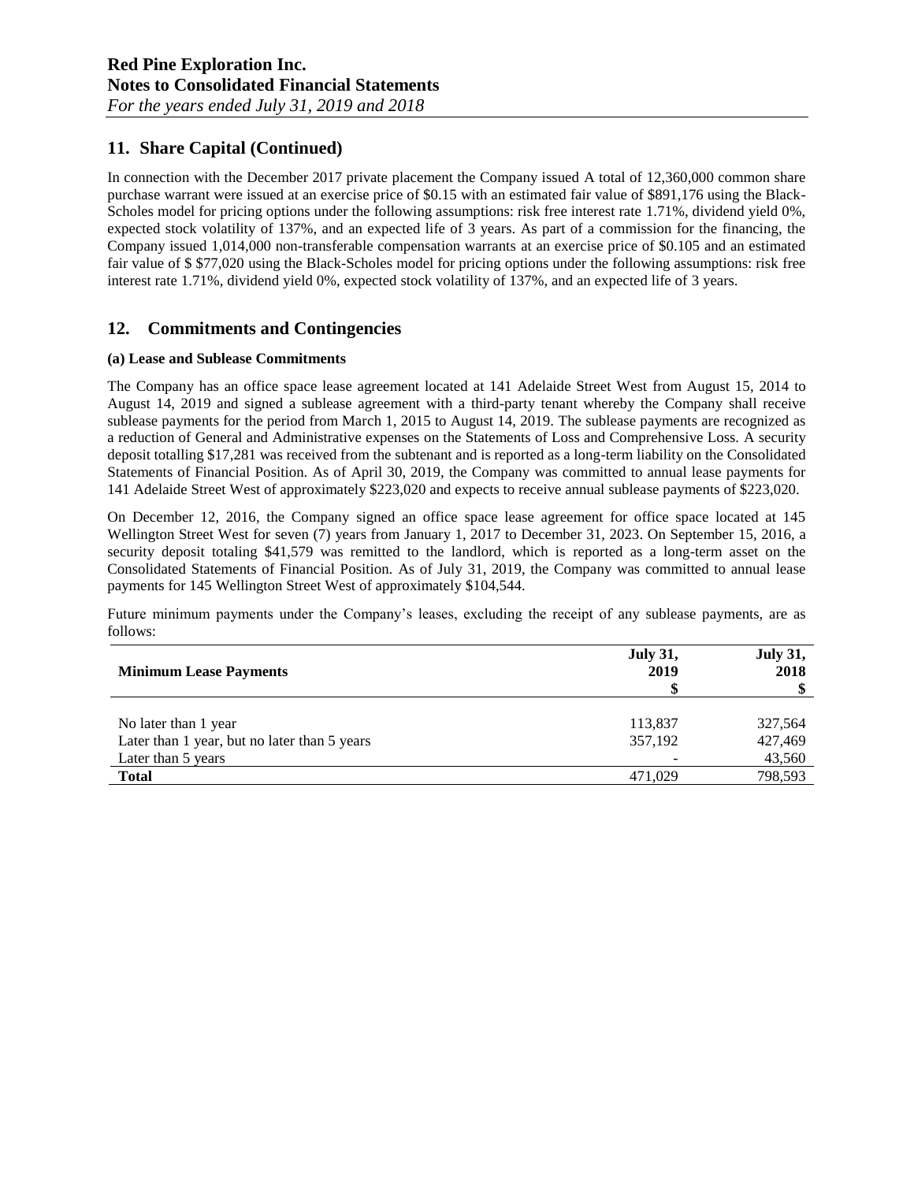## 11. Share Capital (Continued)

In connection with the December 2017 private placement the Company issued A total of 12,360,000 common share purchase warrant were issued at an exercise price of $0.15 with an estimated fair value of $891,176 using the Black-Scholes model for pricing options under the following assumptions: risk free interest rate 1.71%, dividend yield 0%, expected stock volatility of 137%, and an expected life of 3 years. As part of a commission for the financing, the Company issued 1,014,000 non-transferable compensation warrants at an exercise price of $0.105 and an estimated fair value of $ $77,020 using the Black-Scholes model for pricing options under the following assumptions: risk free interest rate 1.71%, dividend yield 0%, expected stock volatility of 137%, and an expected life of 3 years.

## 12. Commitments and Contingencies

**(a) Lease and Sublease Commitments**

The Company has an office space lease agreement located at 141 Adelaide Street West from August 15, 2014 to August 14, 2019 and signed a sublease agreement with a third-party tenant whereby the Company shall receive sublease payments for the period from March 1, 2015 to August 14, 2019. The sublease payments are recognized as a reduction of General and Administrative expenses on the Statements of Loss and Comprehensive Loss. A security deposit totalling $17,281 was received from the subtenant and is reported as a long-term liability on the Consolidated Statements of Financial Position. As of April 30, 2019, the Company was committed to annual lease payments for 141 Adelaide Street West of approximately $223,020 and expects to receive annual sublease payments of $223,020.

On December 12, 2016, the Company signed an office space lease agreement for office space located at 145 Wellington Street West for seven (7) years from January 1, 2017 to December 31, 2023. On September 15, 2016, a security deposit totaling $41,579 was remitted to the landlord, which is reported as a long-term asset on the Consolidated Statements of Financial Position. As of July 31, 2019, the Company was committed to annual lease payments for 145 Wellington Street West of approximately $104,544.

Future minimum payments under the Company's leases, excluding the receipt of any sublease payments, are as follows:

| Minimum Lease Payments | July 31, 2019 $ | July 31, 2018 $ |
|---|---|---|
| No later than 1 year | 113,837 | 327,564 |
| Later than 1 year, but no later than 5 years | 357,192 | 427,469 |
| Later than 5 years | - | 43,560 |
| **Total** | 471,029 | 798,593 |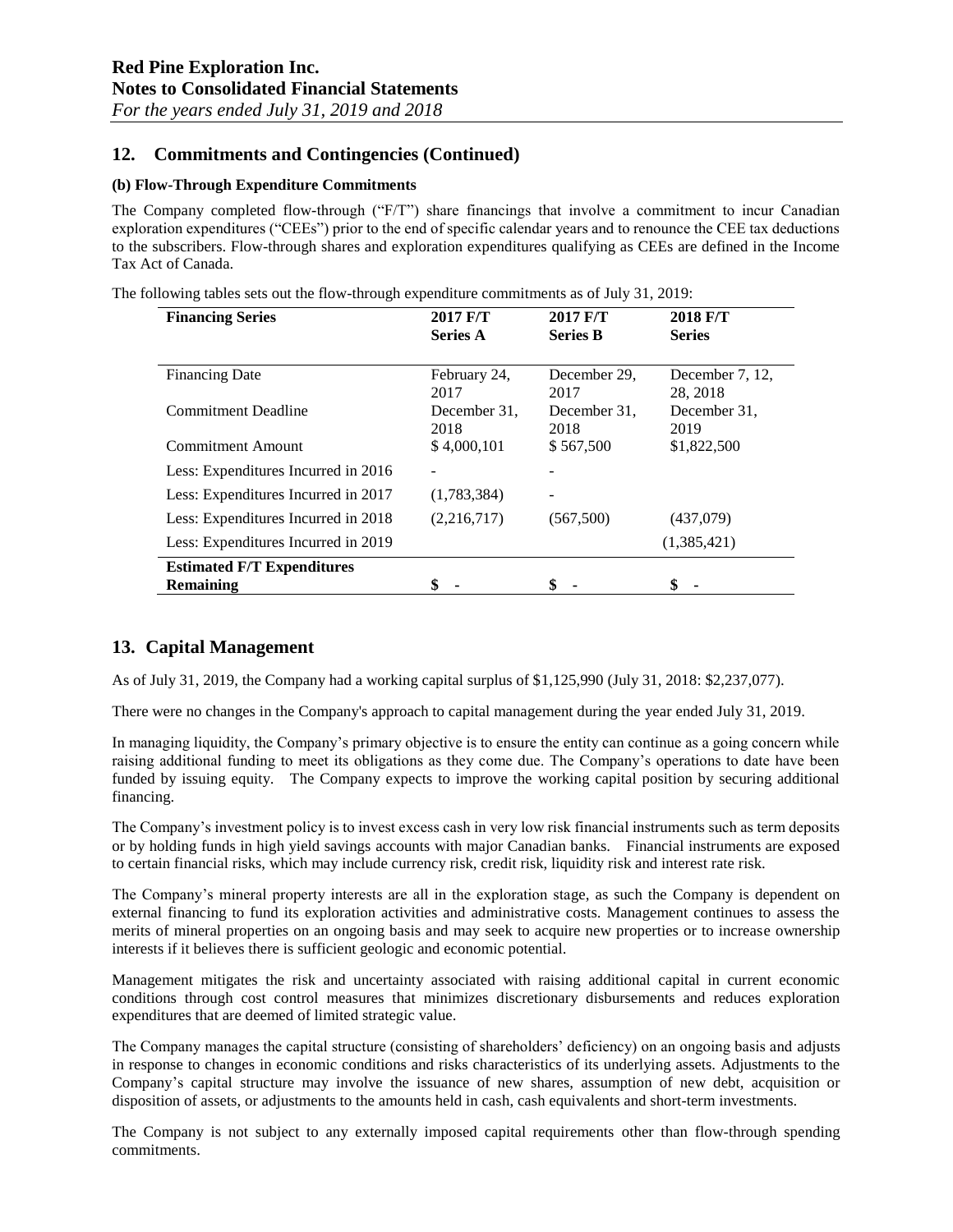## 12. Commitments and Contingencies (Continued)

#### (b) Flow-Through Expenditure Commitments

The Company completed flow-through ("F/T") share financings that involve a commitment to incur Canadian exploration expenditures ("CEEs") prior to the end of specific calendar years and to renounce the CEE tax deductions to the subscribers. Flow-through shares and exploration expenditures qualifying as CEEs are defined in the Income Tax Act of Canada.

The following tables sets out the flow-through expenditure commitments as of July 31, 2019:

| **Financing Series** | **2017 F/T Series A** | **2017 F/T Series B** | **2018 F/T Series** |
|---|---|---|---|
| Financing Date | February 24, 2017 | December 29, 2017 | December 7, 12, 28, 2018 |
| Commitment Deadline | December 31, 2018 | December 31, 2018 | December 31, 2019 |
| Commitment Amount | $ 4,000,101 | $ 567,500 | $1,822,500 |
| Less: Expenditures Incurred in 2016 | - | - | |
| Less: Expenditures Incurred in 2017 | (1,783,384) | - | |
| Less: Expenditures Incurred in 2018 | (2,216,717) | (567,500) | (437,079) |
| Less: Expenditures Incurred in 2019 | | | (1,385,421) |
| **Estimated F/T Expenditures Remaining** | **$ -** | **$ -** | **$ -** |

## 13. Capital Management

As of July 31, 2019, the Company had a working capital surplus of $1,125,990 (July 31, 2018: $2,237,077).

There were no changes in the Company's approach to capital management during the year ended July 31, 2019.

In managing liquidity, the Company's primary objective is to ensure the entity can continue as a going concern while raising additional funding to meet its obligations as they come due. The Company's operations to date have been funded by issuing equity. The Company expects to improve the working capital position by securing additional financing.

The Company's investment policy is to invest excess cash in very low risk financial instruments such as term deposits or by holding funds in high yield savings accounts with major Canadian banks. Financial instruments are exposed to certain financial risks, which may include currency risk, credit risk, liquidity risk and interest rate risk.

The Company's mineral property interests are all in the exploration stage, as such the Company is dependent on external financing to fund its exploration activities and administrative costs. Management continues to assess the merits of mineral properties on an ongoing basis and may seek to acquire new properties or to increase ownership interests if it believes there is sufficient geologic and economic potential.

Management mitigates the risk and uncertainty associated with raising additional capital in current economic conditions through cost control measures that minimizes discretionary disbursements and reduces exploration expenditures that are deemed of limited strategic value.

The Company manages the capital structure (consisting of shareholders' deficiency) on an ongoing basis and adjusts in response to changes in economic conditions and risks characteristics of its underlying assets. Adjustments to the Company's capital structure may involve the issuance of new shares, assumption of new debt, acquisition or disposition of assets, or adjustments to the amounts held in cash, cash equivalents and short-term investments.

The Company is not subject to any externally imposed capital requirements other than flow-through spending commitments.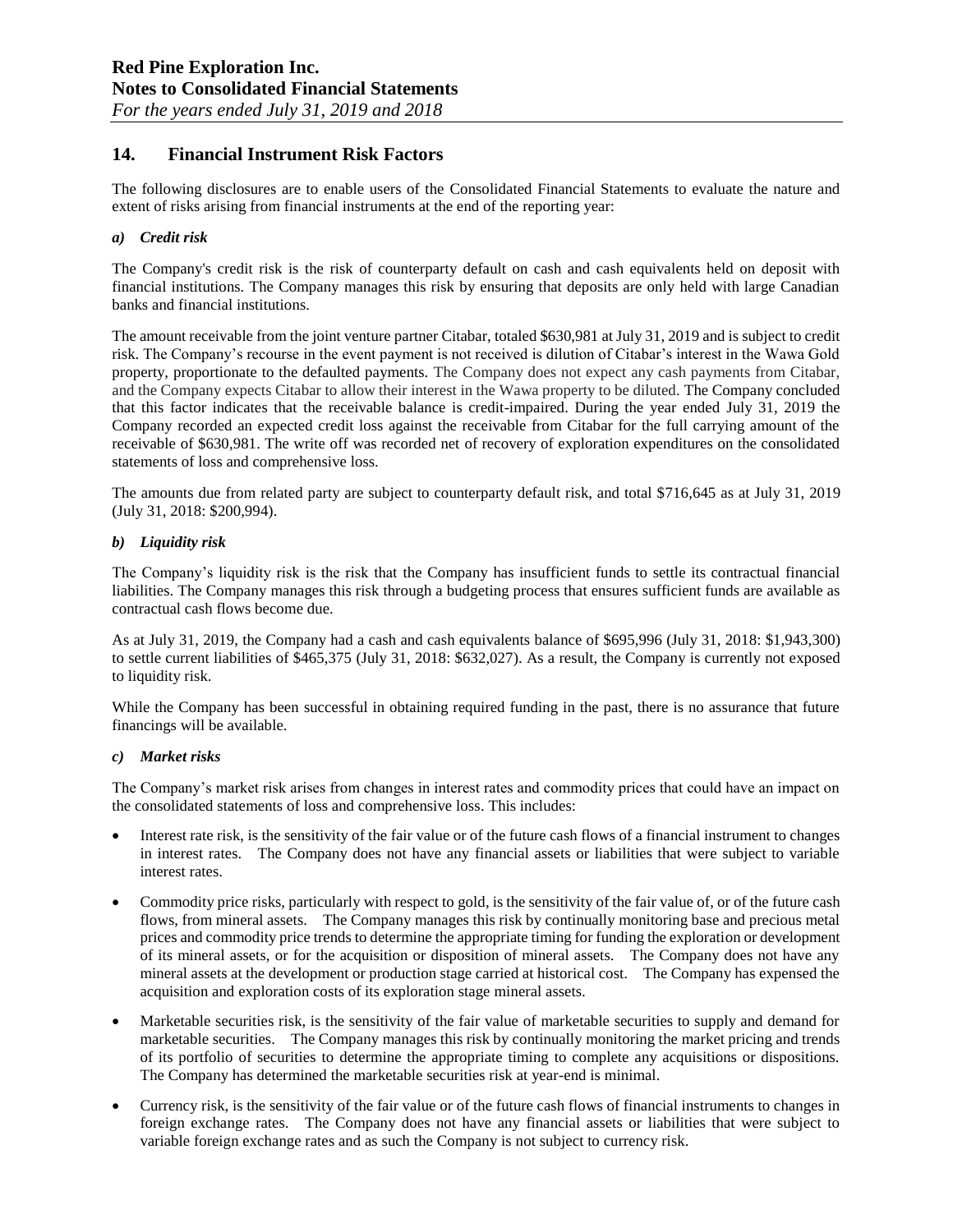## 14. Financial Instrument Risk Factors

The following disclosures are to enable users of the Consolidated Financial Statements to evaluate the nature and extent of risks arising from financial instruments at the end of the reporting year:

### *a) Credit risk*

The Company's credit risk is the risk of counterparty default on cash and cash equivalents held on deposit with financial institutions. The Company manages this risk by ensuring that deposits are only held with large Canadian banks and financial institutions.

The amount receivable from the joint venture partner Citabar, totaled $630,981 at July 31, 2019 and is subject to credit risk. The Company's recourse in the event payment is not received is dilution of Citabar's interest in the Wawa Gold property, proportionate to the defaulted payments. The Company does not expect any cash payments from Citabar, and the Company expects Citabar to allow their interest in the Wawa property to be diluted. The Company concluded that this factor indicates that the receivable balance is credit-impaired. During the year ended July 31, 2019 the Company recorded an expected credit loss against the receivable from Citabar for the full carrying amount of the receivable of $630,981. The write off was recorded net of recovery of exploration expenditures on the consolidated statements of loss and comprehensive loss.

The amounts due from related party are subject to counterparty default risk, and total $716,645 as at July 31, 2019 (July 31, 2018: $200,994).

### *b) Liquidity risk*

The Company's liquidity risk is the risk that the Company has insufficient funds to settle its contractual financial liabilities. The Company manages this risk through a budgeting process that ensures sufficient funds are available as contractual cash flows become due.

As at July 31, 2019, the Company had a cash and cash equivalents balance of $695,996 (July 31, 2018: $1,943,300) to settle current liabilities of $465,375 (July 31, 2018: $632,027). As a result, the Company is currently not exposed to liquidity risk.

While the Company has been successful in obtaining required funding in the past, there is no assurance that future financings will be available.

### *c) Market risks*

The Company's market risk arises from changes in interest rates and commodity prices that could have an impact on the consolidated statements of loss and comprehensive loss. This includes:

- Interest rate risk, is the sensitivity of the fair value or of the future cash flows of a financial instrument to changes in interest rates. The Company does not have any financial assets or liabilities that were subject to variable interest rates.
- Commodity price risks, particularly with respect to gold, is the sensitivity of the fair value of, or of the future cash flows, from mineral assets. The Company manages this risk by continually monitoring base and precious metal prices and commodity price trends to determine the appropriate timing for funding the exploration or development of its mineral assets, or for the acquisition or disposition of mineral assets. The Company does not have any mineral assets at the development or production stage carried at historical cost. The Company has expensed the acquisition and exploration costs of its exploration stage mineral assets.
- Marketable securities risk, is the sensitivity of the fair value of marketable securities to supply and demand for marketable securities. The Company manages this risk by continually monitoring the market pricing and trends of its portfolio of securities to determine the appropriate timing to complete any acquisitions or dispositions. The Company has determined the marketable securities risk at year-end is minimal.
- Currency risk, is the sensitivity of the fair value or of the future cash flows of financial instruments to changes in foreign exchange rates. The Company does not have any financial assets or liabilities that were subject to variable foreign exchange rates and as such the Company is not subject to currency risk.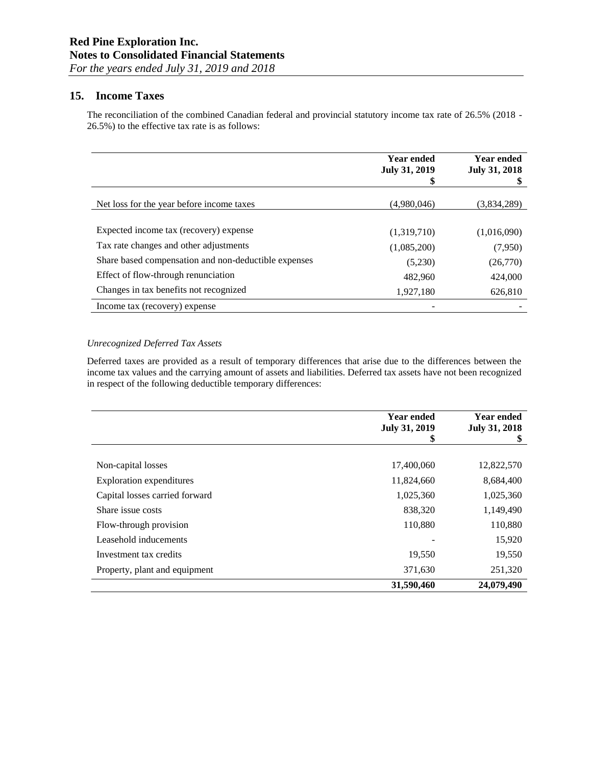## 15. Income Taxes

The reconciliation of the combined Canadian federal and provincial statutory income tax rate of 26.5% (2018 - 26.5%) to the effective tax rate is as follows:

| | Year ended July 31, 2019 $ | Year ended July 31, 2018 $ |
|---|---|---|
| Net loss for the year before income taxes | (4,980,046) | (3,834,289) |
| Expected income tax (recovery) expense | (1,319,710) | (1,016,090) |
| Tax rate changes and other adjustments | (1,085,200) | (7,950) |
| Share based compensation and non-deductible expenses | (5,230) | (26,770) |
| Effect of flow-through renunciation | 482,960 | 424,000 |
| Changes in tax benefits not recognized | 1,927,180 | 626,810 |
| Income tax (recovery) expense | - | - |

*Unrecognized Deferred Tax Assets*

Deferred taxes are provided as a result of temporary differences that arise due to the differences between the income tax values and the carrying amount of assets and liabilities. Deferred tax assets have not been recognized in respect of the following deductible temporary differences:

| | Year ended July 31, 2019 $ | Year ended July 31, 2018 $ |
|---|---|---|
| Non-capital losses | 17,400,060 | 12,822,570 |
| Exploration expenditures | 11,824,660 | 8,684,400 |
| Capital losses carried forward | 1,025,360 | 1,025,360 |
| Share issue costs | 838,320 | 1,149,490 |
| Flow-through provision | 110,880 | 110,880 |
| Leasehold inducements | - | 15,920 |
| Investment tax credits | 19,550 | 19,550 |
| Property, plant and equipment | 371,630 | 251,320 |
| | **31,590,460** | **24,079,490** |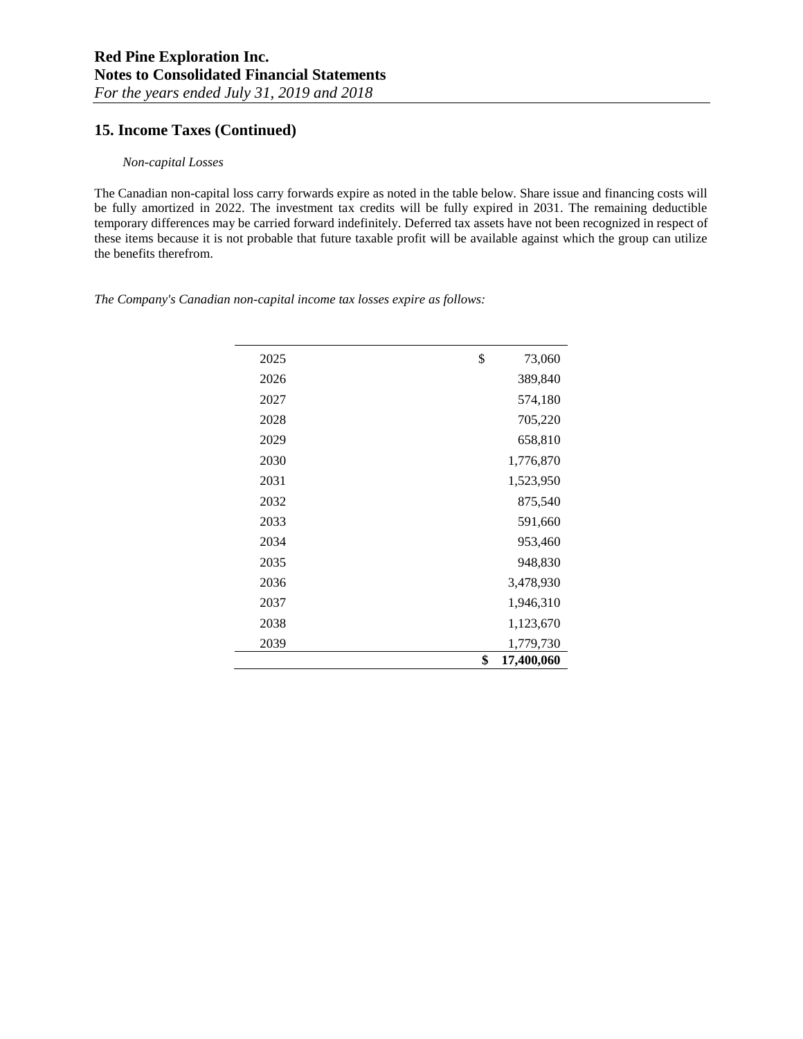## 15. Income Taxes (Continued)

*Non-capital Losses*

The Canadian non-capital loss carry forwards expire as noted in the table below. Share issue and financing costs will be fully amortized in 2022. The investment tax credits will be fully expired in 2031. The remaining deductible temporary differences may be carried forward indefinitely. Deferred tax assets have not been recognized in respect of these items because it is not probable that future taxable profit will be available against which the group can utilize the benefits therefrom.

*The Company's Canadian non-capital income tax losses expire as follows:*

| | |
|---|---|
| 2025 | $ 73,060 |
| 2026 | 389,840 |
| 2027 | 574,180 |
| 2028 | 705,220 |
| 2029 | 658,810 |
| 2030 | 1,776,870 |
| 2031 | 1,523,950 |
| 2032 | 875,540 |
| 2033 | 591,660 |
| 2034 | 953,460 |
| 2035 | 948,830 |
| 2036 | 3,478,930 |
| 2037 | 1,946,310 |
| 2038 | 1,123,670 |
| 2039 | 1,779,730 |
| | **$ 17,400,060** |